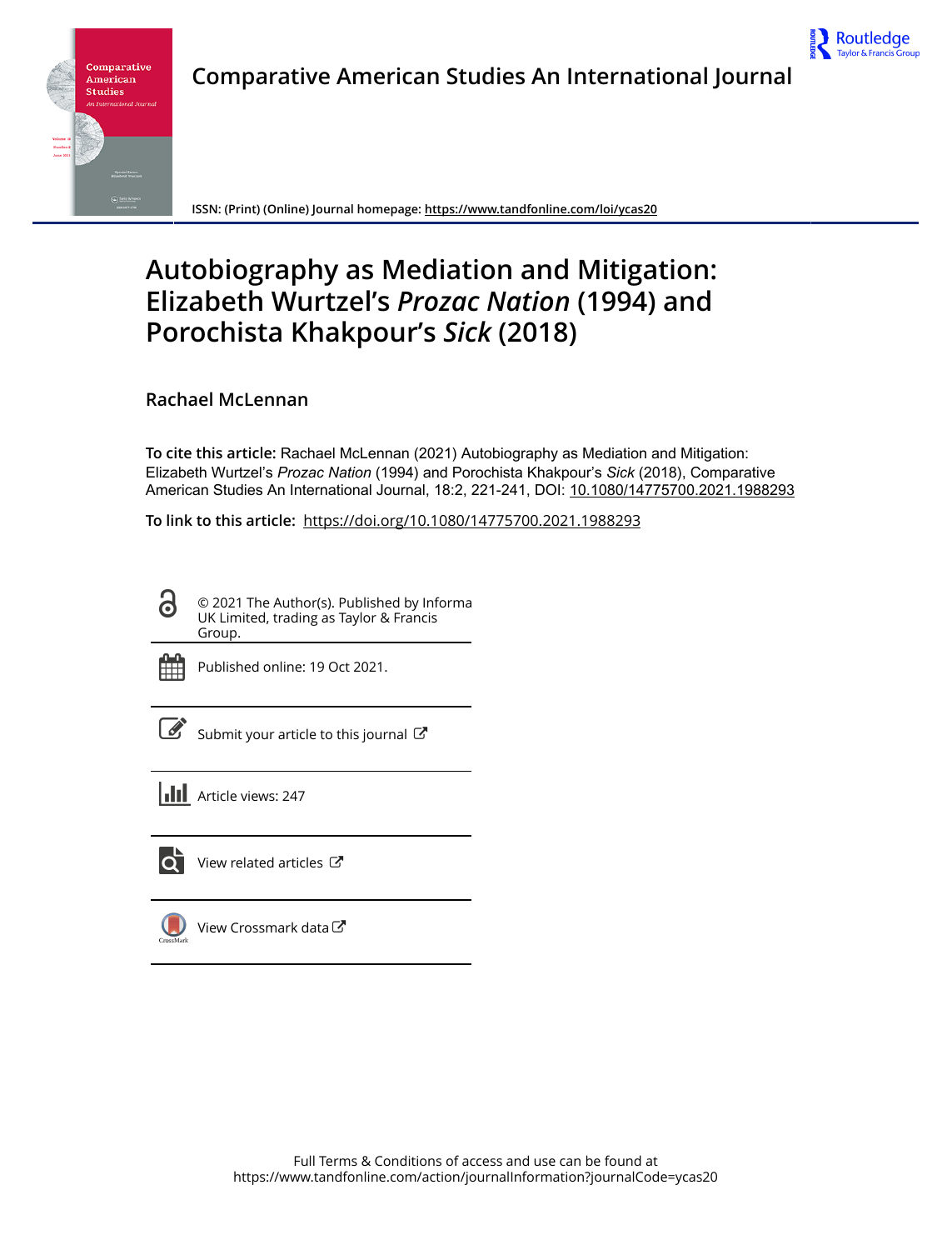Comparative American Studies An International Journal

ISSN: (Print) (Online) Journal homepage: https://www.tandfonline.com/loi/ycas20

# Autobiography as Mediation and Mitigation: Elizabeth Wurtzel's *Prozac Nation* (1994) and Porochista Khakpour's *Sick* (2018)

**Rachael McLennan**

**To cite this article:** Rachael McLennan (2021) Autobiography as Mediation and Mitigation: Elizabeth Wurtzel's *Prozac Nation* (1994) and Porochista Khakpour's *Sick* (2018), Comparative American Studies An International Journal, 18:2, 221-241, DOI: 10.1080/14775700.2021.1988293

**To link to this article:** https://doi.org/10.1080/14775700.2021.1988293

© 2021 The Author(s). Published by Informa UK Limited, trading as Taylor & Francis Group.

Published online: 19 Oct 2021.

Submit your article to this journal

Article views: 247

View related articles

View Crossmark data

Full Terms & Conditions of access and use can be found at https://www.tandfonline.com/action/journalInformation?journalCode=ycas20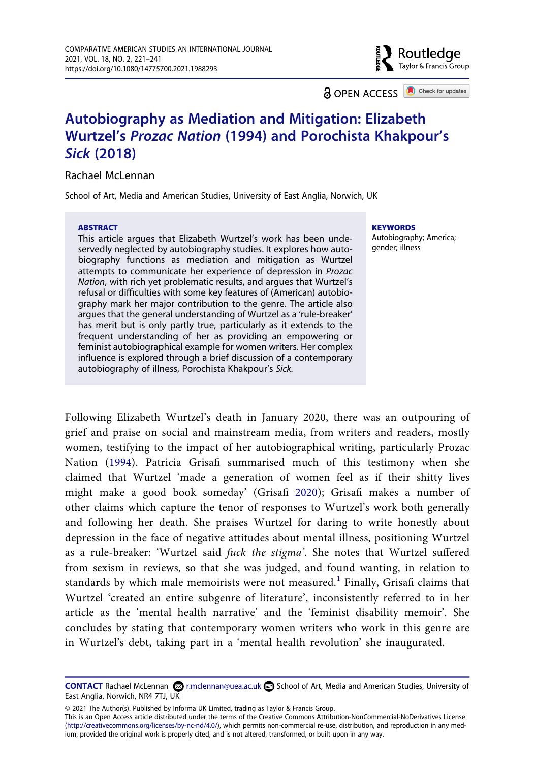# Autobiography as Mediation and Mitigation: Elizabeth Wurtzel's *Prozac Nation* (1994) and Porochista Khakpour's *Sick* (2018)

Rachael McLennan

School of Art, Media and American Studies, University of East Anglia, Norwich, UK

**ABSTRACT**

This article argues that Elizabeth Wurtzel's work has been undeservedly neglected by autobiography studies. It explores how autobiography functions as mediation and mitigation as Wurtzel attempts to communicate her experience of depression in *Prozac Nation*, with rich yet problematic results, and argues that Wurtzel's refusal or difficulties with some key features of (American) autobiography mark her major contribution to the genre. The article also argues that the general understanding of Wurtzel as a 'rule-breaker' has merit but is only partly true, particularly as it extends to the frequent understanding of her as providing an empowering or feminist autobiographical example for women writers. Her complex influence is explored through a brief discussion of a contemporary autobiography of illness, Porochista Khakpour's *Sick*.

**KEYWORDS**

Autobiography; America; gender; illness

Following Elizabeth Wurtzel's death in January 2020, there was an outpouring of grief and praise on social and mainstream media, from writers and readers, mostly women, testifying to the impact of her autobiographical writing, particularly Prozac Nation (1994). Patricia Grisafi summarised much of this testimony when she claimed that Wurtzel 'made a generation of women feel as if their shitty lives might make a good book someday' (Grisafi 2020); Grisafi makes a number of other claims which capture the tenor of responses to Wurtzel's work both generally and following her death. She praises Wurtzel for daring to write honestly about depression in the face of negative attitudes about mental illness, positioning Wurtzel as a rule-breaker: 'Wurtzel said *fuck the stigma*'. She notes that Wurtzel suffered from sexism in reviews, so that she was judged, and found wanting, in relation to standards by which male memoirists were not measured.[1] Finally, Grisafi claims that Wurtzel 'created an entire subgenre of literature', inconsistently referred to in her article as the 'mental health narrative' and the 'feminist disability memoir'. She concludes by stating that contemporary women writers who work in this genre are in Wurtzel's debt, taking part in a 'mental health revolution' she inaugurated.

**CONTACT** Rachael McLennan r.mclennan@uea.ac.uk School of Art, Media and American Studies, University of East Anglia, Norwich, NR4 7TJ, UK

© 2021 The Author(s). Published by Informa UK Limited, trading as Taylor & Francis Group.
This is an Open Access article distributed under the terms of the Creative Commons Attribution-NonCommercial-NoDerivatives License (http://creativecommons.org/licenses/by-nc-nd/4.0/), which permits non-commercial re-use, distribution, and reproduction in any medium, provided the original work is properly cited, and is not altered, transformed, or built upon in any way.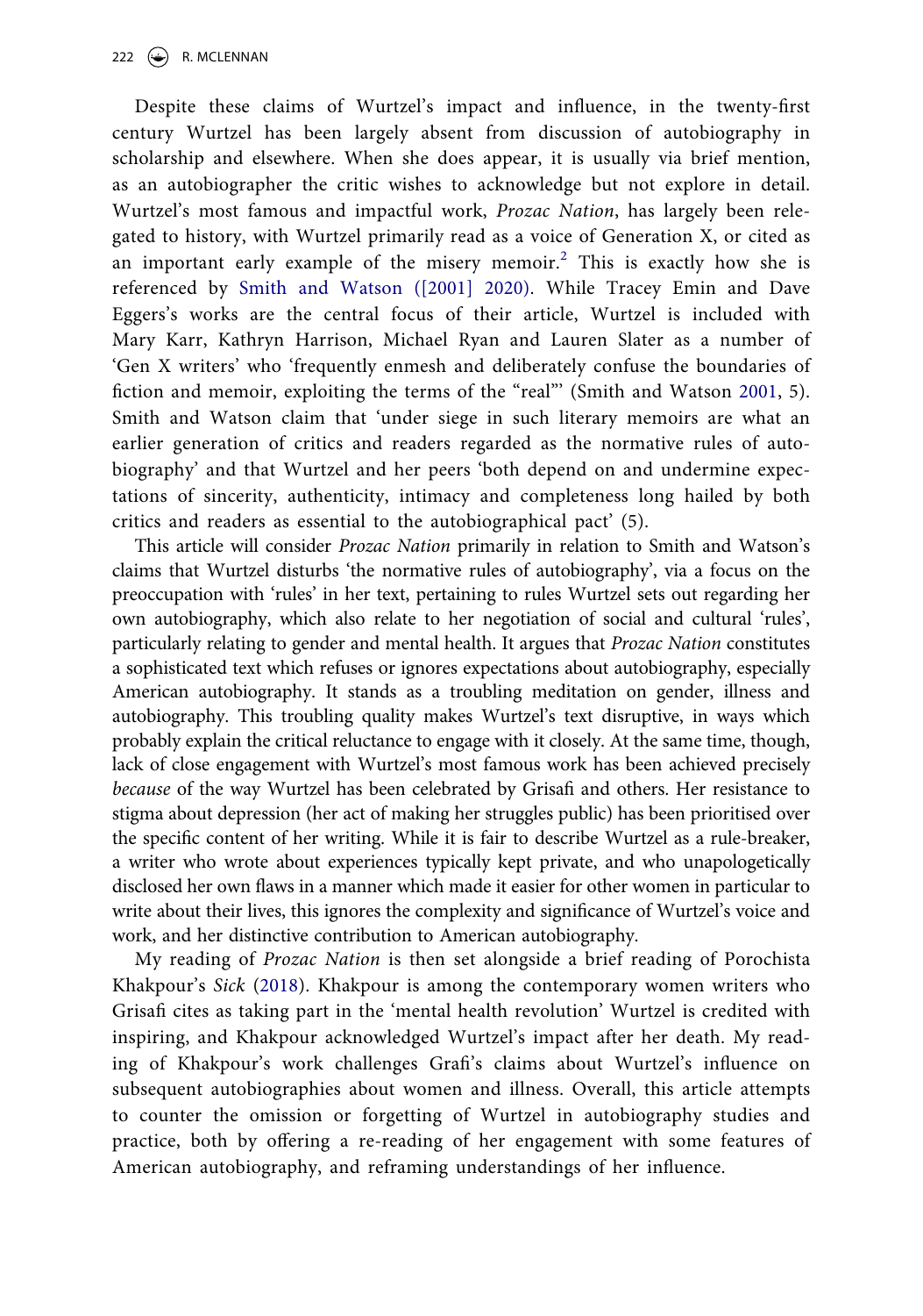Despite these claims of Wurtzel's impact and influence, in the twenty-first century Wurtzel has been largely absent from discussion of autobiography in scholarship and elsewhere. When she does appear, it is usually via brief mention, as an autobiographer the critic wishes to acknowledge but not explore in detail. Wurtzel's most famous and impactful work, *Prozac Nation*, has largely been relegated to history, with Wurtzel primarily read as a voice of Generation X, or cited as an important early example of the misery memoir.[2] This is exactly how she is referenced by Smith and Watson ([2001] 2020). While Tracey Emin and Dave Eggers's works are the central focus of their article, Wurtzel is included with Mary Karr, Kathryn Harrison, Michael Ryan and Lauren Slater as a number of 'Gen X writers' who 'frequently enmesh and deliberately confuse the boundaries of fiction and memoir, exploiting the terms of the "real"' (Smith and Watson 2001, 5). Smith and Watson claim that 'under siege in such literary memoirs are what an earlier generation of critics and readers regarded as the normative rules of autobiography' and that Wurtzel and her peers 'both depend on and undermine expectations of sincerity, authenticity, intimacy and completeness long hailed by both critics and readers as essential to the autobiographical pact' (5).

This article will consider *Prozac Nation* primarily in relation to Smith and Watson's claims that Wurtzel disturbs 'the normative rules of autobiography', via a focus on the preoccupation with 'rules' in her text, pertaining to rules Wurtzel sets out regarding her own autobiography, which also relate to her negotiation of social and cultural 'rules', particularly relating to gender and mental health. It argues that *Prozac Nation* constitutes a sophisticated text which refuses or ignores expectations about autobiography, especially American autobiography. It stands as a troubling meditation on gender, illness and autobiography. This troubling quality makes Wurtzel's text disruptive, in ways which probably explain the critical reluctance to engage with it closely. At the same time, though, lack of close engagement with Wurtzel's most famous work has been achieved precisely *because* of the way Wurtzel has been celebrated by Grisafi and others. Her resistance to stigma about depression (her act of making her struggles public) has been prioritised over the specific content of her writing. While it is fair to describe Wurtzel as a rule-breaker, a writer who wrote about experiences typically kept private, and who unapologetically disclosed her own flaws in a manner which made it easier for other women in particular to write about their lives, this ignores the complexity and significance of Wurtzel's voice and work, and her distinctive contribution to American autobiography.

My reading of *Prozac Nation* is then set alongside a brief reading of Porochista Khakpour's *Sick* (2018). Khakpour is among the contemporary women writers who Grisafi cites as taking part in the 'mental health revolution' Wurtzel is credited with inspiring, and Khakpour acknowledged Wurtzel's impact after her death. My reading of Khakpour's work challenges Grafi's claims about Wurtzel's influence on subsequent autobiographies about women and illness. Overall, this article attempts to counter the omission or forgetting of Wurtzel in autobiography studies and practice, both by offering a re-reading of her engagement with some features of American autobiography, and reframing understandings of her influence.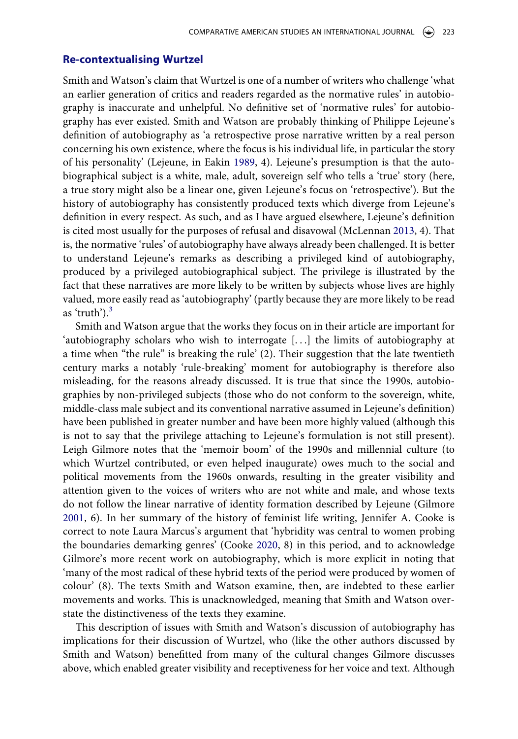## Re-contextualising Wurtzel

Smith and Watson's claim that Wurtzel is one of a number of writers who challenge 'what an earlier generation of critics and readers regarded as the normative rules' in autobiography is inaccurate and unhelpful. No definitive set of 'normative rules' for autobiography has ever existed. Smith and Watson are probably thinking of Philippe Lejeune's definition of autobiography as 'a retrospective prose narrative written by a real person concerning his own existence, where the focus is his individual life, in particular the story of his personality' (Lejeune, in Eakin 1989, 4). Lejeune's presumption is that the autobiographical subject is a white, male, adult, sovereign self who tells a 'true' story (here, a true story might also be a linear one, given Lejeune's focus on 'retrospective'). But the history of autobiography has consistently produced texts which diverge from Lejeune's definition in every respect. As such, and as I have argued elsewhere, Lejeune's definition is cited most usually for the purposes of refusal and disavowal (McLennan 2013, 4). That is, the normative 'rules' of autobiography have always already been challenged. It is better to understand Lejeune's remarks as describing a privileged kind of autobiography, produced by a privileged autobiographical subject. The privilege is illustrated by the fact that these narratives are more likely to be written by subjects whose lives are highly valued, more easily read as 'autobiography' (partly because they are more likely to be read as 'truth').[3]

Smith and Watson argue that the works they focus on in their article are important for 'autobiography scholars who wish to interrogate [...] the limits of autobiography at a time when "the rule" is breaking the rule' (2). Their suggestion that the late twentieth century marks a notably 'rule-breaking' moment for autobiography is therefore also misleading, for the reasons already discussed. It is true that since the 1990s, autobiographies by non-privileged subjects (those who do not conform to the sovereign, white, middle-class male subject and its conventional narrative assumed in Lejeune's definition) have been published in greater number and have been more highly valued (although this is not to say that the privilege attaching to Lejeune's formulation is not still present). Leigh Gilmore notes that the 'memoir boom' of the 1990s and millennial culture (to which Wurtzel contributed, or even helped inaugurate) owes much to the social and political movements from the 1960s onwards, resulting in the greater visibility and attention given to the voices of writers who are not white and male, and whose texts do not follow the linear narrative of identity formation described by Lejeune (Gilmore 2001, 6). In her summary of the history of feminist life writing, Jennifer A. Cooke is correct to note Laura Marcus's argument that 'hybridity was central to women probing the boundaries demarking genres' (Cooke 2020, 8) in this period, and to acknowledge Gilmore's more recent work on autobiography, which is more explicit in noting that 'many of the most radical of these hybrid texts of the period were produced by women of colour' (8). The texts Smith and Watson examine, then, are indebted to these earlier movements and works. This is unacknowledged, meaning that Smith and Watson overstate the distinctiveness of the texts they examine.

This description of issues with Smith and Watson's discussion of autobiography has implications for their discussion of Wurtzel, who (like the other authors discussed by Smith and Watson) benefitted from many of the cultural changes Gilmore discusses above, which enabled greater visibility and receptiveness for her voice and text. Although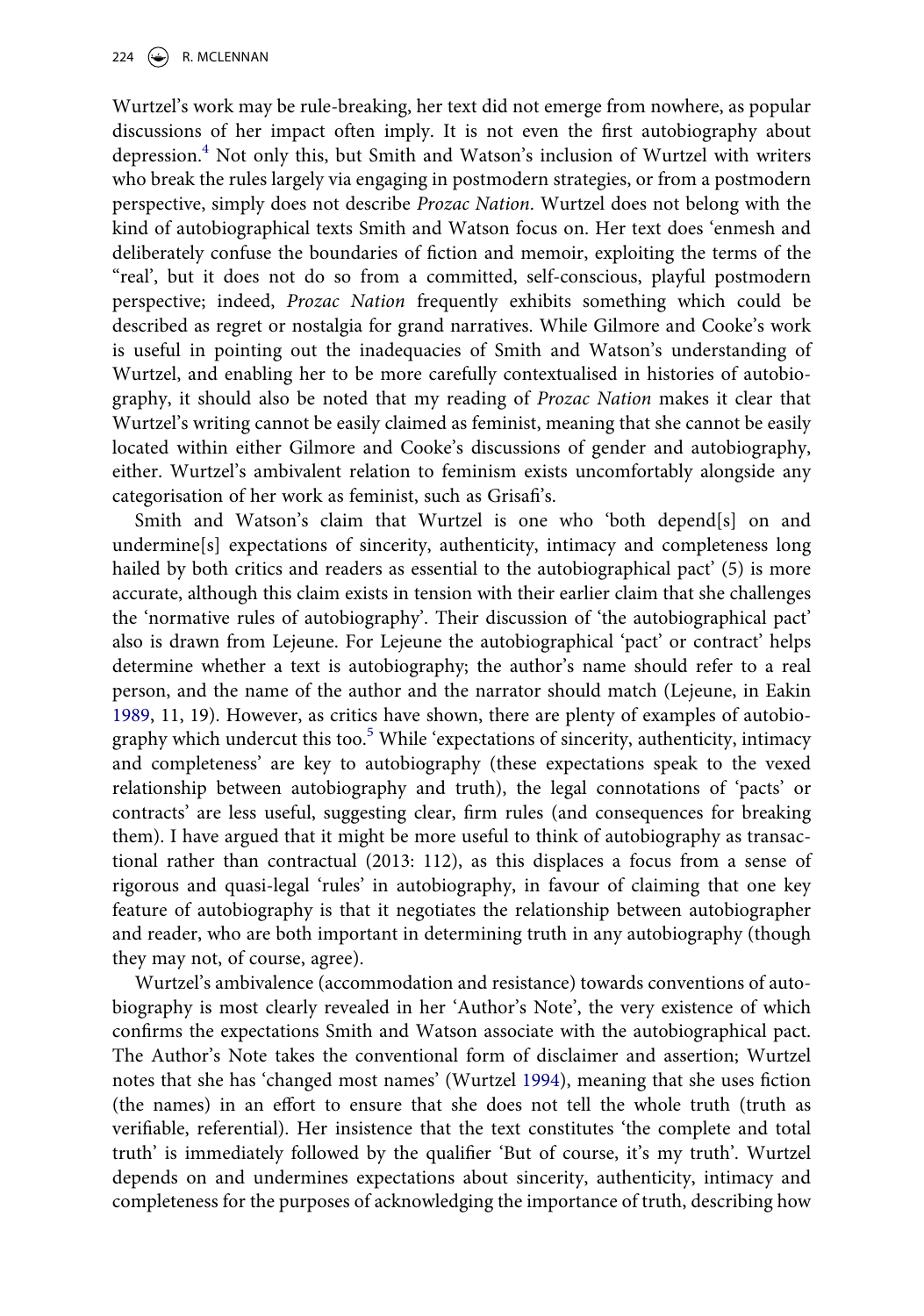Wurtzel's work may be rule-breaking, her text did not emerge from nowhere, as popular discussions of her impact often imply. It is not even the first autobiography about depression.[4] Not only this, but Smith and Watson's inclusion of Wurtzel with writers who break the rules largely via engaging in postmodern strategies, or from a postmodern perspective, simply does not describe *Prozac Nation*. Wurtzel does not belong with the kind of autobiographical texts Smith and Watson focus on. Her text does 'enmesh and deliberately confuse the boundaries of fiction and memoir, exploiting the terms of the "real', but it does not do so from a committed, self-conscious, playful postmodern perspective; indeed, *Prozac Nation* frequently exhibits something which could be described as regret or nostalgia for grand narratives. While Gilmore and Cooke's work is useful in pointing out the inadequacies of Smith and Watson's understanding of Wurtzel, and enabling her to be more carefully contextualised in histories of autobiography, it should also be noted that my reading of *Prozac Nation* makes it clear that Wurtzel's writing cannot be easily claimed as feminist, meaning that she cannot be easily located within either Gilmore and Cooke's discussions of gender and autobiography, either. Wurtzel's ambivalent relation to feminism exists uncomfortably alongside any categorisation of her work as feminist, such as Grisafi's.

Smith and Watson's claim that Wurtzel is one who 'both depend[s] on and undermine[s] expectations of sincerity, authenticity, intimacy and completeness long hailed by both critics and readers as essential to the autobiographical pact' (5) is more accurate, although this claim exists in tension with their earlier claim that she challenges the 'normative rules of autobiography'. Their discussion of 'the autobiographical pact' also is drawn from Lejeune. For Lejeune the autobiographical 'pact' or contract' helps determine whether a text is autobiography; the author's name should refer to a real person, and the name of the author and the narrator should match (Lejeune, in Eakin 1989, 11, 19). However, as critics have shown, there are plenty of examples of autobiography which undercut this too.[5] While 'expectations of sincerity, authenticity, intimacy and completeness' are key to autobiography (these expectations speak to the vexed relationship between autobiography and truth), the legal connotations of 'pacts' or contracts' are less useful, suggesting clear, firm rules (and consequences for breaking them). I have argued that it might be more useful to think of autobiography as transactional rather than contractual (2013: 112), as this displaces a focus from a sense of rigorous and quasi-legal 'rules' in autobiography, in favour of claiming that one key feature of autobiography is that it negotiates the relationship between autobiographer and reader, who are both important in determining truth in any autobiography (though they may not, of course, agree).

Wurtzel's ambivalence (accommodation and resistance) towards conventions of autobiography is most clearly revealed in her 'Author's Note', the very existence of which confirms the expectations Smith and Watson associate with the autobiographical pact. The Author's Note takes the conventional form of disclaimer and assertion; Wurtzel notes that she has 'changed most names' (Wurtzel 1994), meaning that she uses fiction (the names) in an effort to ensure that she does not tell the whole truth (truth as verifiable, referential). Her insistence that the text constitutes 'the complete and total truth' is immediately followed by the qualifier 'But of course, it's my truth'. Wurtzel depends on and undermines expectations about sincerity, authenticity, intimacy and completeness for the purposes of acknowledging the importance of truth, describing how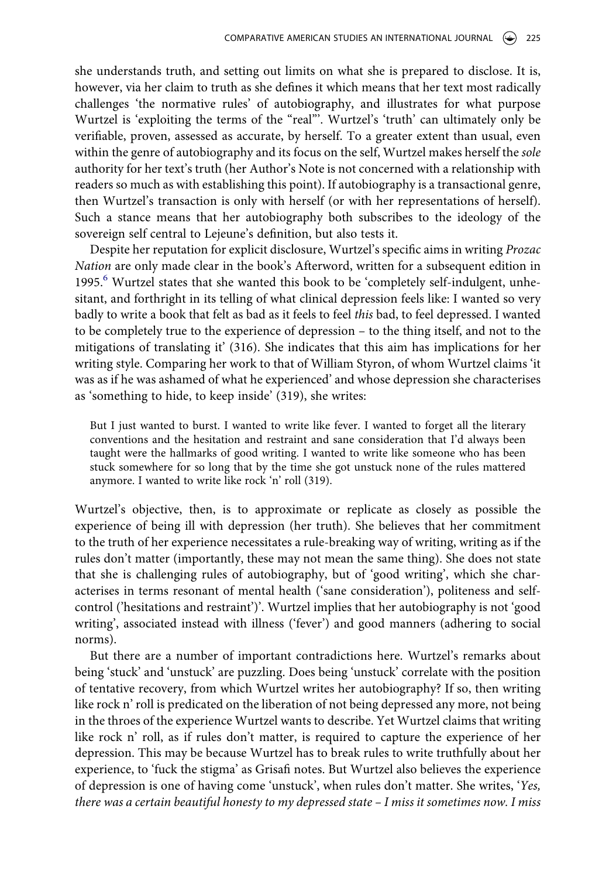she understands truth, and setting out limits on what she is prepared to disclose. It is, however, via her claim to truth as she defines it which means that her text most radically challenges 'the normative rules' of autobiography, and illustrates for what purpose Wurtzel is 'exploiting the terms of the "real"'. Wurtzel's 'truth' can ultimately only be verifiable, proven, assessed as accurate, by herself. To a greater extent than usual, even within the genre of autobiography and its focus on the self, Wurtzel makes herself the *sole* authority for her text's truth (her Author's Note is not concerned with a relationship with readers so much as with establishing this point). If autobiography is a transactional genre, then Wurtzel's transaction is only with herself (or with her representations of herself). Such a stance means that her autobiography both subscribes to the ideology of the sovereign self central to Lejeune's definition, but also tests it.

Despite her reputation for explicit disclosure, Wurtzel's specific aims in writing *Prozac Nation* are only made clear in the book's Afterword, written for a subsequent edition in 1995.[6] Wurtzel states that she wanted this book to be 'completely self-indulgent, unhesitant, and forthright in its telling of what clinical depression feels like: I wanted so very badly to write a book that felt as bad as it feels to feel *this* bad, to feel depressed. I wanted to be completely true to the experience of depression – to the thing itself, and not to the mitigations of translating it' (316). She indicates that this aim has implications for her writing style. Comparing her work to that of William Styron, of whom Wurtzel claims 'it was as if he was ashamed of what he experienced' and whose depression she characterises as 'something to hide, to keep inside' (319), she writes:

> But I just wanted to burst. I wanted to write like fever. I wanted to forget all the literary conventions and the hesitation and restraint and sane consideration that I'd always been taught were the hallmarks of good writing. I wanted to write like someone who has been stuck somewhere for so long that by the time she got unstuck none of the rules mattered anymore. I wanted to write like rock 'n' roll (319).

Wurtzel's objective, then, is to approximate or replicate as closely as possible the experience of being ill with depression (her truth). She believes that her commitment to the truth of her experience necessitates a rule-breaking way of writing, writing as if the rules don't matter (importantly, these may not mean the same thing). She does not state that she is challenging rules of autobiography, but of 'good writing', which she characterises in terms resonant of mental health ('sane consideration'), politeness and self-control ('hesitations and restraint')'. Wurtzel implies that her autobiography is not 'good writing', associated instead with illness ('fever') and good manners (adhering to social norms).

But there are a number of important contradictions here. Wurtzel's remarks about being 'stuck' and 'unstuck' are puzzling. Does being 'unstuck' correlate with the position of tentative recovery, from which Wurtzel writes her autobiography? If so, then writing like rock n' roll is predicated on the liberation of not being depressed any more, not being in the throes of the experience Wurtzel wants to describe. Yet Wurtzel claims that writing like rock n' roll, as if rules don't matter, is required to capture the experience of her depression. This may be because Wurtzel has to break rules to write truthfully about her experience, to 'fuck the stigma' as Grisafi notes. But Wurtzel also believes the experience of depression is one of having come 'unstuck', when rules don't matter. She writes, '*Yes, there was a certain beautiful honesty to my depressed state – I miss it sometimes now. I miss*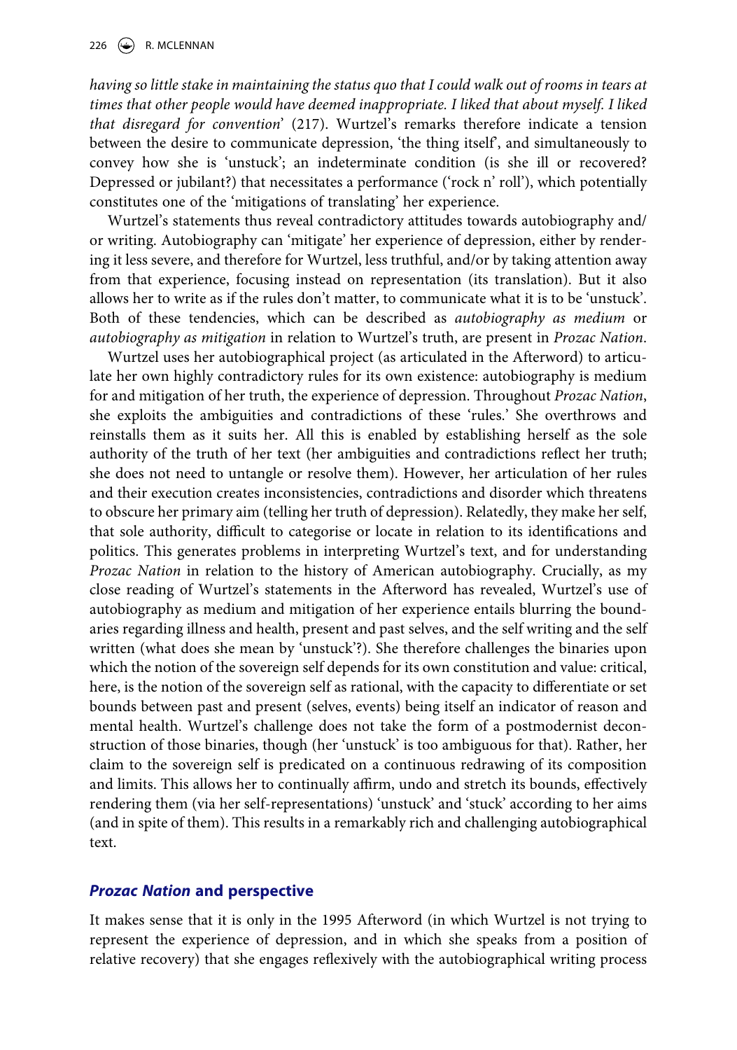*having so little stake in maintaining the status quo that I could walk out of rooms in tears at times that other people would have deemed inappropriate. I liked that about myself. I liked that disregard for convention*' (217). Wurtzel's remarks therefore indicate a tension between the desire to communicate depression, 'the thing itself', and simultaneously to convey how she is 'unstuck'; an indeterminate condition (is she ill or recovered? Depressed or jubilant?) that necessitates a performance ('rock n' roll'), which potentially constitutes one of the 'mitigations of translating' her experience.

Wurtzel's statements thus reveal contradictory attitudes towards autobiography and/or writing. Autobiography can 'mitigate' her experience of depression, either by rendering it less severe, and therefore for Wurtzel, less truthful, and/or by taking attention away from that experience, focusing instead on representation (its translation). But it also allows her to write as if the rules don't matter, to communicate what it is to be 'unstuck'. Both of these tendencies, which can be described as *autobiography as medium* or *autobiography as mitigation* in relation to Wurtzel's truth, are present in *Prozac Nation*.

Wurtzel uses her autobiographical project (as articulated in the Afterword) to articulate her own highly contradictory rules for its own existence: autobiography is medium for and mitigation of her truth, the experience of depression. Throughout *Prozac Nation*, she exploits the ambiguities and contradictions of these 'rules.' She overthrows and reinstalls them as it suits her. All this is enabled by establishing herself as the sole authority of the truth of her text (her ambiguities and contradictions reflect her truth; she does not need to untangle or resolve them). However, her articulation of her rules and their execution creates inconsistencies, contradictions and disorder which threatens to obscure her primary aim (telling her truth of depression). Relatedly, they make her self, that sole authority, difficult to categorise or locate in relation to its identifications and politics. This generates problems in interpreting Wurtzel's text, and for understanding *Prozac Nation* in relation to the history of American autobiography. Crucially, as my close reading of Wurtzel's statements in the Afterword has revealed, Wurtzel's use of autobiography as medium and mitigation of her experience entails blurring the boundaries regarding illness and health, present and past selves, and the self writing and the self written (what does she mean by 'unstuck'?). She therefore challenges the binaries upon which the notion of the sovereign self depends for its own constitution and value: critical, here, is the notion of the sovereign self as rational, with the capacity to differentiate or set bounds between past and present (selves, events) being itself an indicator of reason and mental health. Wurtzel's challenge does not take the form of a postmodernist deconstruction of those binaries, though (her 'unstuck' is too ambiguous for that). Rather, her claim to the sovereign self is predicated on a continuous redrawing of its composition and limits. This allows her to continually affirm, undo and stretch its bounds, effectively rendering them (via her self-representations) 'unstuck' and 'stuck' according to her aims (and in spite of them). This results in a remarkably rich and challenging autobiographical text.

## *Prozac Nation* and perspective

It makes sense that it is only in the 1995 Afterword (in which Wurtzel is not trying to represent the experience of depression, and in which she speaks from a position of relative recovery) that she engages reflexively with the autobiographical writing process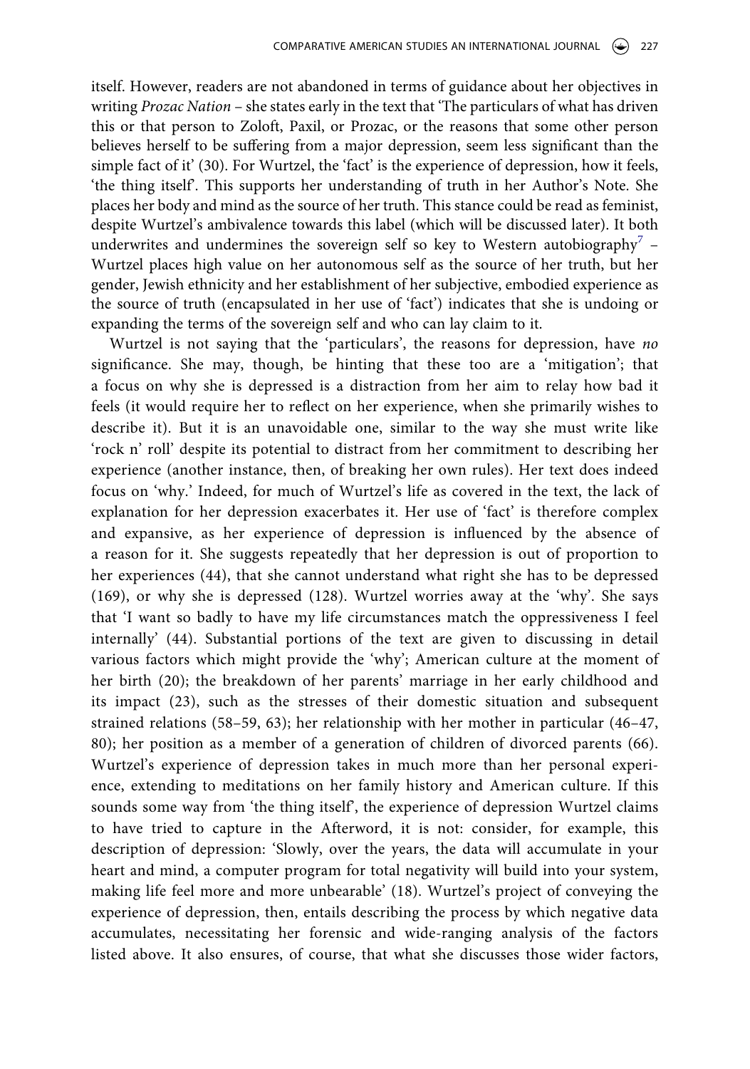itself. However, readers are not abandoned in terms of guidance about her objectives in writing *Prozac Nation* – she states early in the text that 'The particulars of what has driven this or that person to Zoloft, Paxil, or Prozac, or the reasons that some other person believes herself to be suffering from a major depression, seem less significant than the simple fact of it' (30). For Wurtzel, the 'fact' is the experience of depression, how it feels, 'the thing itself'. This supports her understanding of truth in her Author's Note. She places her body and mind as the source of her truth. This stance could be read as feminist, despite Wurtzel's ambivalence towards this label (which will be discussed later). It both underwrites and undermines the sovereign self so key to Western autobiography[7] – Wurtzel places high value on her autonomous self as the source of her truth, but her gender, Jewish ethnicity and her establishment of her subjective, embodied experience as the source of truth (encapsulated in her use of 'fact') indicates that she is undoing or expanding the terms of the sovereign self and who can lay claim to it.

Wurtzel is not saying that the 'particulars', the reasons for depression, have *no* significance. She may, though, be hinting that these too are a 'mitigation'; that a focus on why she is depressed is a distraction from her aim to relay how bad it feels (it would require her to reflect on her experience, when she primarily wishes to describe it). But it is an unavoidable one, similar to the way she must write like 'rock n' roll' despite its potential to distract from her commitment to describing her experience (another instance, then, of breaking her own rules). Her text does indeed focus on 'why.' Indeed, for much of Wurtzel's life as covered in the text, the lack of explanation for her depression exacerbates it. Her use of 'fact' is therefore complex and expansive, as her experience of depression is influenced by the absence of a reason for it. She suggests repeatedly that her depression is out of proportion to her experiences (44), that she cannot understand what right she has to be depressed (169), or why she is depressed (128). Wurtzel worries away at the 'why'. She says that 'I want so badly to have my life circumstances match the oppressiveness I feel internally' (44). Substantial portions of the text are given to discussing in detail various factors which might provide the 'why'; American culture at the moment of her birth (20); the breakdown of her parents' marriage in her early childhood and its impact (23), such as the stresses of their domestic situation and subsequent strained relations (58–59, 63); her relationship with her mother in particular (46–47, 80); her position as a member of a generation of children of divorced parents (66). Wurtzel's experience of depression takes in much more than her personal experience, extending to meditations on her family history and American culture. If this sounds some way from 'the thing itself', the experience of depression Wurtzel claims to have tried to capture in the Afterword, it is not: consider, for example, this description of depression: 'Slowly, over the years, the data will accumulate in your heart and mind, a computer program for total negativity will build into your system, making life feel more and more unbearable' (18). Wurtzel's project of conveying the experience of depression, then, entails describing the process by which negative data accumulates, necessitating her forensic and wide-ranging analysis of the factors listed above. It also ensures, of course, that what she discusses those wider factors,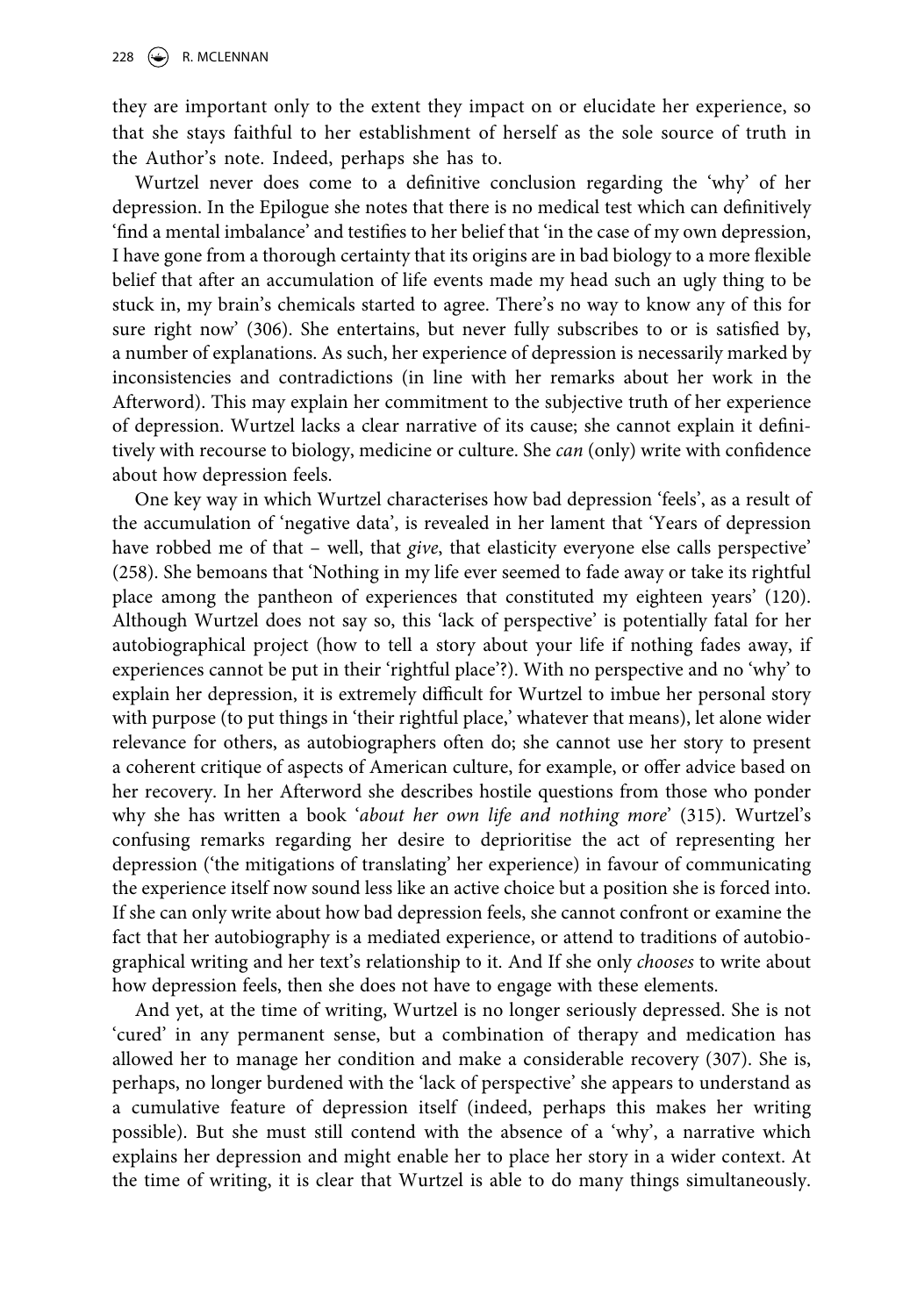they are important only to the extent they impact on or elucidate her experience, so that she stays faithful to her establishment of herself as the sole source of truth in the Author's note. Indeed, perhaps she has to.

Wurtzel never does come to a definitive conclusion regarding the 'why' of her depression. In the Epilogue she notes that there is no medical test which can definitively 'find a mental imbalance' and testifies to her belief that 'in the case of my own depression, I have gone from a thorough certainty that its origins are in bad biology to a more flexible belief that after an accumulation of life events made my head such an ugly thing to be stuck in, my brain's chemicals started to agree. There's no way to know any of this for sure right now' (306). She entertains, but never fully subscribes to or is satisfied by, a number of explanations. As such, her experience of depression is necessarily marked by inconsistencies and contradictions (in line with her remarks about her work in the Afterword). This may explain her commitment to the subjective truth of her experience of depression. Wurtzel lacks a clear narrative of its cause; she cannot explain it definitively with recourse to biology, medicine or culture. She *can* (only) write with confidence about how depression feels.

One key way in which Wurtzel characterises how bad depression 'feels', as a result of the accumulation of 'negative data', is revealed in her lament that 'Years of depression have robbed me of that – well, that *give*, that elasticity everyone else calls perspective' (258). She bemoans that 'Nothing in my life ever seemed to fade away or take its rightful place among the pantheon of experiences that constituted my eighteen years' (120). Although Wurtzel does not say so, this 'lack of perspective' is potentially fatal for her autobiographical project (how to tell a story about your life if nothing fades away, if experiences cannot be put in their 'rightful place'?). With no perspective and no 'why' to explain her depression, it is extremely difficult for Wurtzel to imbue her personal story with purpose (to put things in 'their rightful place,' whatever that means), let alone wider relevance for others, as autobiographers often do; she cannot use her story to present a coherent critique of aspects of American culture, for example, or offer advice based on her recovery. In her Afterword she describes hostile questions from those who ponder why she has written a book '*about her own life and nothing more*' (315). Wurtzel's confusing remarks regarding her desire to deprioritise the act of representing her depression ('the mitigations of translating' her experience) in favour of communicating the experience itself now sound less like an active choice but a position she is forced into. If she can only write about how bad depression feels, she cannot confront or examine the fact that her autobiography is a mediated experience, or attend to traditions of autobiographical writing and her text's relationship to it. And If she only *chooses* to write about how depression feels, then she does not have to engage with these elements.

And yet, at the time of writing, Wurtzel is no longer seriously depressed. She is not 'cured' in any permanent sense, but a combination of therapy and medication has allowed her to manage her condition and make a considerable recovery (307). She is, perhaps, no longer burdened with the 'lack of perspective' she appears to understand as a cumulative feature of depression itself (indeed, perhaps this makes her writing possible). But she must still contend with the absence of a 'why', a narrative which explains her depression and might enable her to place her story in a wider context. At the time of writing, it is clear that Wurtzel is able to do many things simultaneously.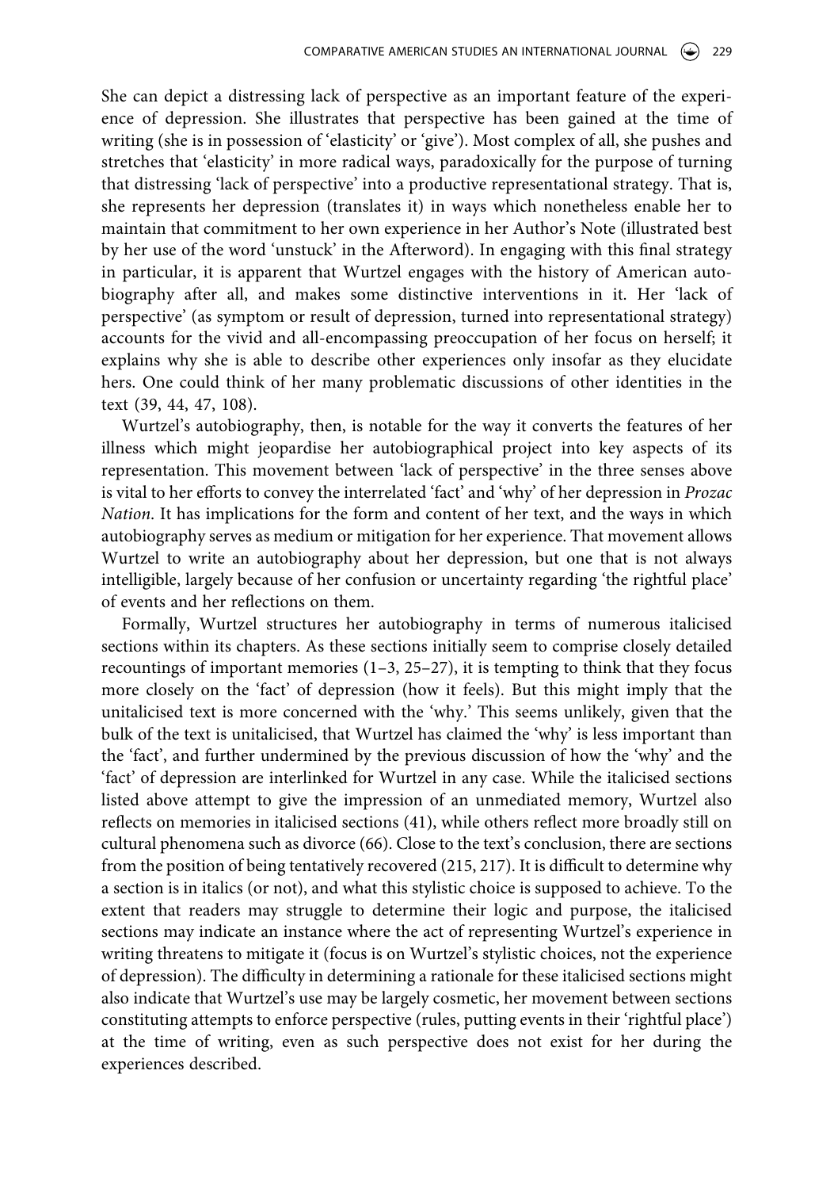She can depict a distressing lack of perspective as an important feature of the experience of depression. She illustrates that perspective has been gained at the time of writing (she is in possession of 'elasticity' or 'give'). Most complex of all, she pushes and stretches that 'elasticity' in more radical ways, paradoxically for the purpose of turning that distressing 'lack of perspective' into a productive representational strategy. That is, she represents her depression (translates it) in ways which nonetheless enable her to maintain that commitment to her own experience in her Author's Note (illustrated best by her use of the word 'unstuck' in the Afterword). In engaging with this final strategy in particular, it is apparent that Wurtzel engages with the history of American autobiography after all, and makes some distinctive interventions in it. Her 'lack of perspective' (as symptom or result of depression, turned into representational strategy) accounts for the vivid and all-encompassing preoccupation of her focus on herself; it explains why she is able to describe other experiences only insofar as they elucidate hers. One could think of her many problematic discussions of other identities in the text (39, 44, 47, 108).

Wurtzel's autobiography, then, is notable for the way it converts the features of her illness which might jeopardise her autobiographical project into key aspects of its representation. This movement between 'lack of perspective' in the three senses above is vital to her efforts to convey the interrelated 'fact' and 'why' of her depression in *Prozac Nation*. It has implications for the form and content of her text, and the ways in which autobiography serves as medium or mitigation for her experience. That movement allows Wurtzel to write an autobiography about her depression, but one that is not always intelligible, largely because of her confusion or uncertainty regarding 'the rightful place' of events and her reflections on them.

Formally, Wurtzel structures her autobiography in terms of numerous italicised sections within its chapters. As these sections initially seem to comprise closely detailed recountings of important memories (1–3, 25–27), it is tempting to think that they focus more closely on the 'fact' of depression (how it feels). But this might imply that the unitalicised text is more concerned with the 'why.' This seems unlikely, given that the bulk of the text is unitalicised, that Wurtzel has claimed the 'why' is less important than the 'fact', and further undermined by the previous discussion of how the 'why' and the 'fact' of depression are interlinked for Wurtzel in any case. While the italicised sections listed above attempt to give the impression of an unmediated memory, Wurtzel also reflects on memories in italicised sections (41), while others reflect more broadly still on cultural phenomena such as divorce (66). Close to the text's conclusion, there are sections from the position of being tentatively recovered (215, 217). It is difficult to determine why a section is in italics (or not), and what this stylistic choice is supposed to achieve. To the extent that readers may struggle to determine their logic and purpose, the italicised sections may indicate an instance where the act of representing Wurtzel's experience in writing threatens to mitigate it (focus is on Wurtzel's stylistic choices, not the experience of depression). The difficulty in determining a rationale for these italicised sections might also indicate that Wurtzel's use may be largely cosmetic, her movement between sections constituting attempts to enforce perspective (rules, putting events in their 'rightful place') at the time of writing, even as such perspective does not exist for her during the experiences described.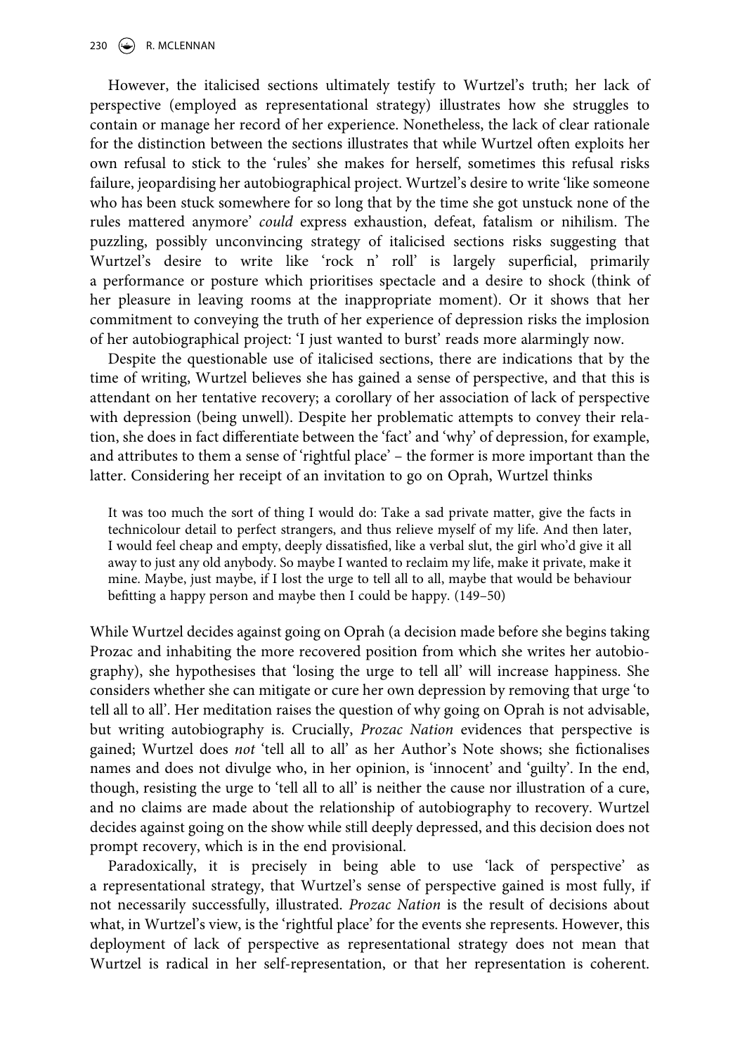However, the italicised sections ultimately testify to Wurtzel's truth; her lack of perspective (employed as representational strategy) illustrates how she struggles to contain or manage her record of her experience. Nonetheless, the lack of clear rationale for the distinction between the sections illustrates that while Wurtzel often exploits her own refusal to stick to the 'rules' she makes for herself, sometimes this refusal risks failure, jeopardising her autobiographical project. Wurtzel's desire to write 'like someone who has been stuck somewhere for so long that by the time she got unstuck none of the rules mattered anymore' *could* express exhaustion, defeat, fatalism or nihilism. The puzzling, possibly unconvincing strategy of italicised sections risks suggesting that Wurtzel's desire to write like 'rock n' roll' is largely superficial, primarily a performance or posture which prioritises spectacle and a desire to shock (think of her pleasure in leaving rooms at the inappropriate moment). Or it shows that her commitment to conveying the truth of her experience of depression risks the implosion of her autobiographical project: 'I just wanted to burst' reads more alarmingly now.

Despite the questionable use of italicised sections, there are indications that by the time of writing, Wurtzel believes she has gained a sense of perspective, and that this is attendant on her tentative recovery; a corollary of her association of lack of perspective with depression (being unwell). Despite her problematic attempts to convey their relation, she does in fact differentiate between the 'fact' and 'why' of depression, for example, and attributes to them a sense of 'rightful place' – the former is more important than the latter. Considering her receipt of an invitation to go on Oprah, Wurtzel thinks

> It was too much the sort of thing I would do: Take a sad private matter, give the facts in technicolour detail to perfect strangers, and thus relieve myself of my life. And then later, I would feel cheap and empty, deeply dissatisfied, like a verbal slut, the girl who'd give it all away to just any old anybody. So maybe I wanted to reclaim my life, make it private, make it mine. Maybe, just maybe, if I lost the urge to tell all to all, maybe that would be behaviour befitting a happy person and maybe then I could be happy. (149–50)

While Wurtzel decides against going on Oprah (a decision made before she begins taking Prozac and inhabiting the more recovered position from which she writes her autobiography), she hypothesises that 'losing the urge to tell all' will increase happiness. She considers whether she can mitigate or cure her own depression by removing that urge 'to tell all to all'. Her meditation raises the question of why going on Oprah is not advisable, but writing autobiography is. Crucially, *Prozac Nation* evidences that perspective is gained; Wurtzel does *not* 'tell all to all' as her Author's Note shows; she fictionalises names and does not divulge who, in her opinion, is 'innocent' and 'guilty'. In the end, though, resisting the urge to 'tell all to all' is neither the cause nor illustration of a cure, and no claims are made about the relationship of autobiography to recovery. Wurtzel decides against going on the show while still deeply depressed, and this decision does not prompt recovery, which is in the end provisional.

Paradoxically, it is precisely in being able to use 'lack of perspective' as a representational strategy, that Wurtzel's sense of perspective gained is most fully, if not necessarily successfully, illustrated. *Prozac Nation* is the result of decisions about what, in Wurtzel's view, is the 'rightful place' for the events she represents. However, this deployment of lack of perspective as representational strategy does not mean that Wurtzel is radical in her self-representation, or that her representation is coherent.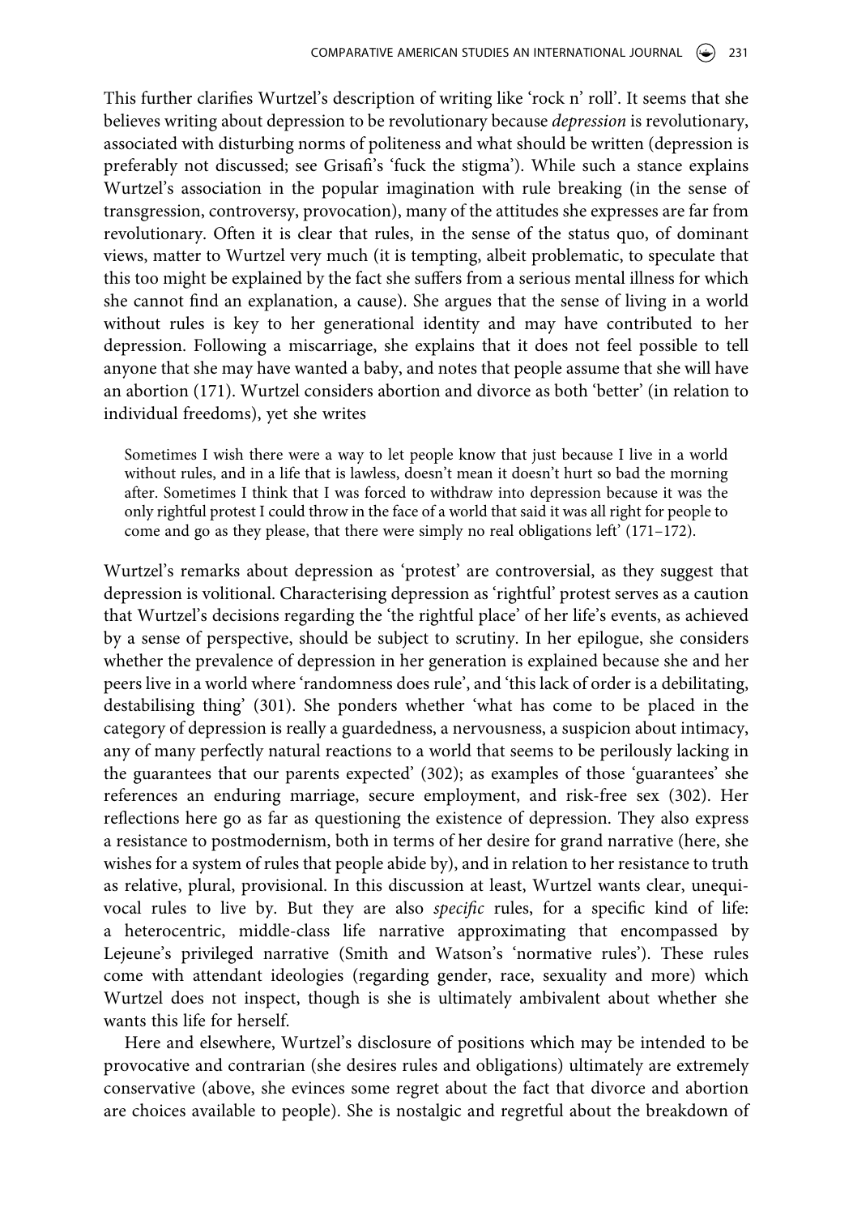This further clarifies Wurtzel's description of writing like 'rock n' roll'. It seems that she believes writing about depression to be revolutionary because *depression* is revolutionary, associated with disturbing norms of politeness and what should be written (depression is preferably not discussed; see Grisafi's 'fuck the stigma'). While such a stance explains Wurtzel's association in the popular imagination with rule breaking (in the sense of transgression, controversy, provocation), many of the attitudes she expresses are far from revolutionary. Often it is clear that rules, in the sense of the status quo, of dominant views, matter to Wurtzel very much (it is tempting, albeit problematic, to speculate that this too might be explained by the fact she suffers from a serious mental illness for which she cannot find an explanation, a cause). She argues that the sense of living in a world without rules is key to her generational identity and may have contributed to her depression. Following a miscarriage, she explains that it does not feel possible to tell anyone that she may have wanted a baby, and notes that people assume that she will have an abortion (171). Wurtzel considers abortion and divorce as both 'better' (in relation to individual freedoms), yet she writes

> Sometimes I wish there were a way to let people know that just because I live in a world without rules, and in a life that is lawless, doesn't mean it doesn't hurt so bad the morning after. Sometimes I think that I was forced to withdraw into depression because it was the only rightful protest I could throw in the face of a world that said it was all right for people to come and go as they please, that there were simply no real obligations left' (171–172).

Wurtzel's remarks about depression as 'protest' are controversial, as they suggest that depression is volitional. Characterising depression as 'rightful' protest serves as a caution that Wurtzel's decisions regarding the 'the rightful place' of her life's events, as achieved by a sense of perspective, should be subject to scrutiny. In her epilogue, she considers whether the prevalence of depression in her generation is explained because she and her peers live in a world where 'randomness does rule', and 'this lack of order is a debilitating, destabilising thing' (301). She ponders whether 'what has come to be placed in the category of depression is really a guardedness, a nervousness, a suspicion about intimacy, any of many perfectly natural reactions to a world that seems to be perilously lacking in the guarantees that our parents expected' (302); as examples of those 'guarantees' she references an enduring marriage, secure employment, and risk-free sex (302). Her reflections here go as far as questioning the existence of depression. They also express a resistance to postmodernism, both in terms of her desire for grand narrative (here, she wishes for a system of rules that people abide by), and in relation to her resistance to truth as relative, plural, provisional. In this discussion at least, Wurtzel wants clear, unequivocal rules to live by. But they are also *specific* rules, for a specific kind of life: a heterocentric, middle-class life narrative approximating that encompassed by Lejeune's privileged narrative (Smith and Watson's 'normative rules'). These rules come with attendant ideologies (regarding gender, race, sexuality and more) which Wurtzel does not inspect, though is she is ultimately ambivalent about whether she wants this life for herself.

Here and elsewhere, Wurtzel's disclosure of positions which may be intended to be provocative and contrarian (she desires rules and obligations) ultimately are extremely conservative (above, she evinces some regret about the fact that divorce and abortion are choices available to people). She is nostalgic and regretful about the breakdown of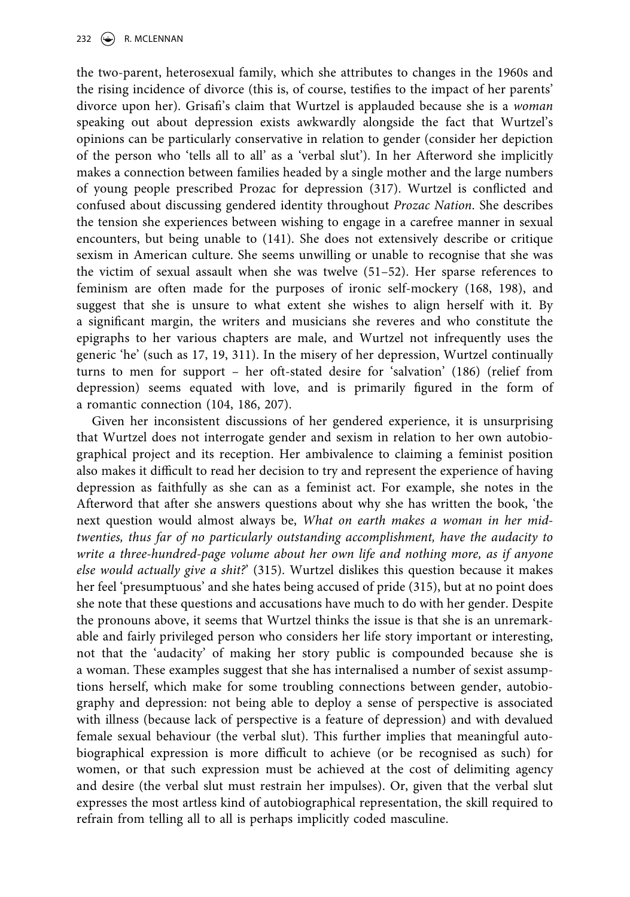the two-parent, heterosexual family, which she attributes to changes in the 1960s and the rising incidence of divorce (this is, of course, testifies to the impact of her parents' divorce upon her). Grisafi's claim that Wurtzel is applauded because she is a *woman* speaking out about depression exists awkwardly alongside the fact that Wurtzel's opinions can be particularly conservative in relation to gender (consider her depiction of the person who 'tells all to all' as a 'verbal slut'). In her Afterword she implicitly makes a connection between families headed by a single mother and the large numbers of young people prescribed Prozac for depression (317). Wurtzel is conflicted and confused about discussing gendered identity throughout *Prozac Nation*. She describes the tension she experiences between wishing to engage in a carefree manner in sexual encounters, but being unable to (141). She does not extensively describe or critique sexism in American culture. She seems unwilling or unable to recognise that she was the victim of sexual assault when she was twelve (51–52). Her sparse references to feminism are often made for the purposes of ironic self-mockery (168, 198), and suggest that she is unsure to what extent she wishes to align herself with it. By a significant margin, the writers and musicians she reveres and who constitute the epigraphs to her various chapters are male, and Wurtzel not infrequently uses the generic 'he' (such as 17, 19, 311). In the misery of her depression, Wurtzel continually turns to men for support – her oft-stated desire for 'salvation' (186) (relief from depression) seems equated with love, and is primarily figured in the form of a romantic connection (104, 186, 207).

Given her inconsistent discussions of her gendered experience, it is unsurprising that Wurtzel does not interrogate gender and sexism in relation to her own autobiographical project and its reception. Her ambivalence to claiming a feminist position also makes it difficult to read her decision to try and represent the experience of having depression as faithfully as she can as a feminist act. For example, she notes in the Afterword that after she answers questions about why she has written the book, 'the next question would almost always be, *What on earth makes a woman in her mid-twenties, thus far of no particularly outstanding accomplishment, have the audacity to write a three-hundred-page volume about her own life and nothing more, as if anyone else would actually give a shit?*' (315). Wurtzel dislikes this question because it makes her feel 'presumptuous' and she hates being accused of pride (315), but at no point does she note that these questions and accusations have much to do with her gender. Despite the pronouns above, it seems that Wurtzel thinks the issue is that she is an unremarkable and fairly privileged person who considers her life story important or interesting, not that the 'audacity' of making her story public is compounded because she is a woman. These examples suggest that she has internalised a number of sexist assumptions herself, which make for some troubling connections between gender, autobiography and depression: not being able to deploy a sense of perspective is associated with illness (because lack of perspective is a feature of depression) and with devalued female sexual behaviour (the verbal slut). This further implies that meaningful autobiographical expression is more difficult to achieve (or be recognised as such) for women, or that such expression must be achieved at the cost of delimiting agency and desire (the verbal slut must restrain her impulses). Or, given that the verbal slut expresses the most artless kind of autobiographical representation, the skill required to refrain from telling all to all is perhaps implicitly coded masculine.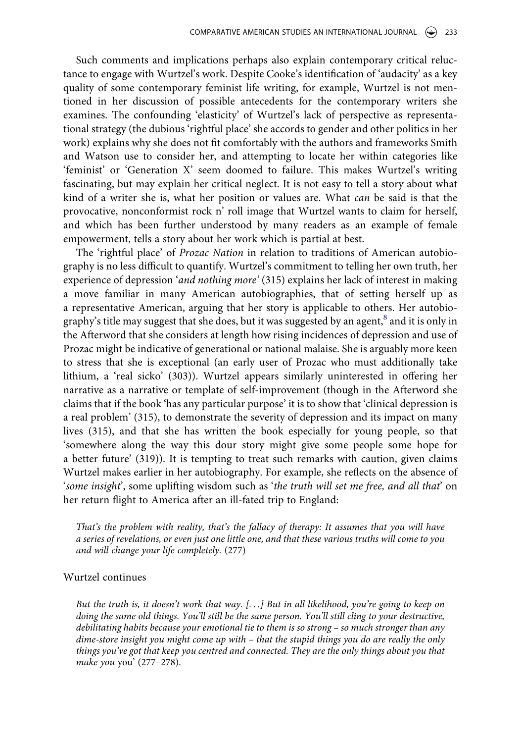Such comments and implications perhaps also explain contemporary critical reluctance to engage with Wurtzel's work. Despite Cooke's identification of 'audacity' as a key quality of some contemporary feminist life writing, for example, Wurtzel is not mentioned in her discussion of possible antecedents for the contemporary writers she examines. The confounding 'elasticity' of Wurtzel's lack of perspective as representational strategy (the dubious 'rightful place' she accords to gender and other politics in her work) explains why she does not fit comfortably with the authors and frameworks Smith and Watson use to consider her, and attempting to locate her within categories like 'feminist' or 'Generation X' seem doomed to failure. This makes Wurtzel's writing fascinating, but may explain her critical neglect. It is not easy to tell a story about what kind of a writer she is, what her position or values are. What *can* be said is that the provocative, nonconformist rock n' roll image that Wurtzel wants to claim for herself, and which has been further understood by many readers as an example of female empowerment, tells a story about her work which is partial at best.

The 'rightful place' of *Prozac Nation* in relation to traditions of American autobiography is no less difficult to quantify. Wurtzel's commitment to telling her own truth, her experience of depression '*and nothing more'* (315) explains her lack of interest in making a move familiar in many American autobiographies, that of setting herself up as a representative American, arguing that her story is applicable to others. Her autobiography's title may suggest that she does, but it was suggested by an agent,[8] and it is only in the Afterword that she considers at length how rising incidences of depression and use of Prozac might be indicative of generational or national malaise. She is arguably more keen to stress that she is exceptional (an early user of Prozac who must additionally take lithium, a 'real sicko' (303)). Wurtzel appears similarly uninterested in offering her narrative as a narrative or template of self-improvement (though in the Afterword she claims that if the book 'has any particular purpose' it is to show that 'clinical depression is a real problem' (315), to demonstrate the severity of depression and its impact on many lives (315), and that she has written the book especially for young people, so that 'somewhere along the way this dour story might give some people some hope for a better future' (319)). It is tempting to treat such remarks with caution, given claims Wurtzel makes earlier in her autobiography. For example, she reflects on the absence of '*some insight*', some uplifting wisdom such as '*the truth will set me free, and all that*' on her return flight to America after an ill-fated trip to England:

> *That's the problem with reality, that's the fallacy of therapy: It assumes that you will have a series of revelations, or even just one little one, and that these various truths will come to you and will change your life completely.* (277)

Wurtzel continues

> *But the truth is, it doesn't work that way. [. . .] But in all likelihood, you're going to keep on doing the same old things. You'll still be the same person. You'll still cling to your destructive, debilitating habits because your emotional tie to them is so strong – so much stronger than any dime-store insight you might come up with – that the stupid things you do are really the only things you've got that keep you centred and connected. They are the only things about you that make you* you' (277–278).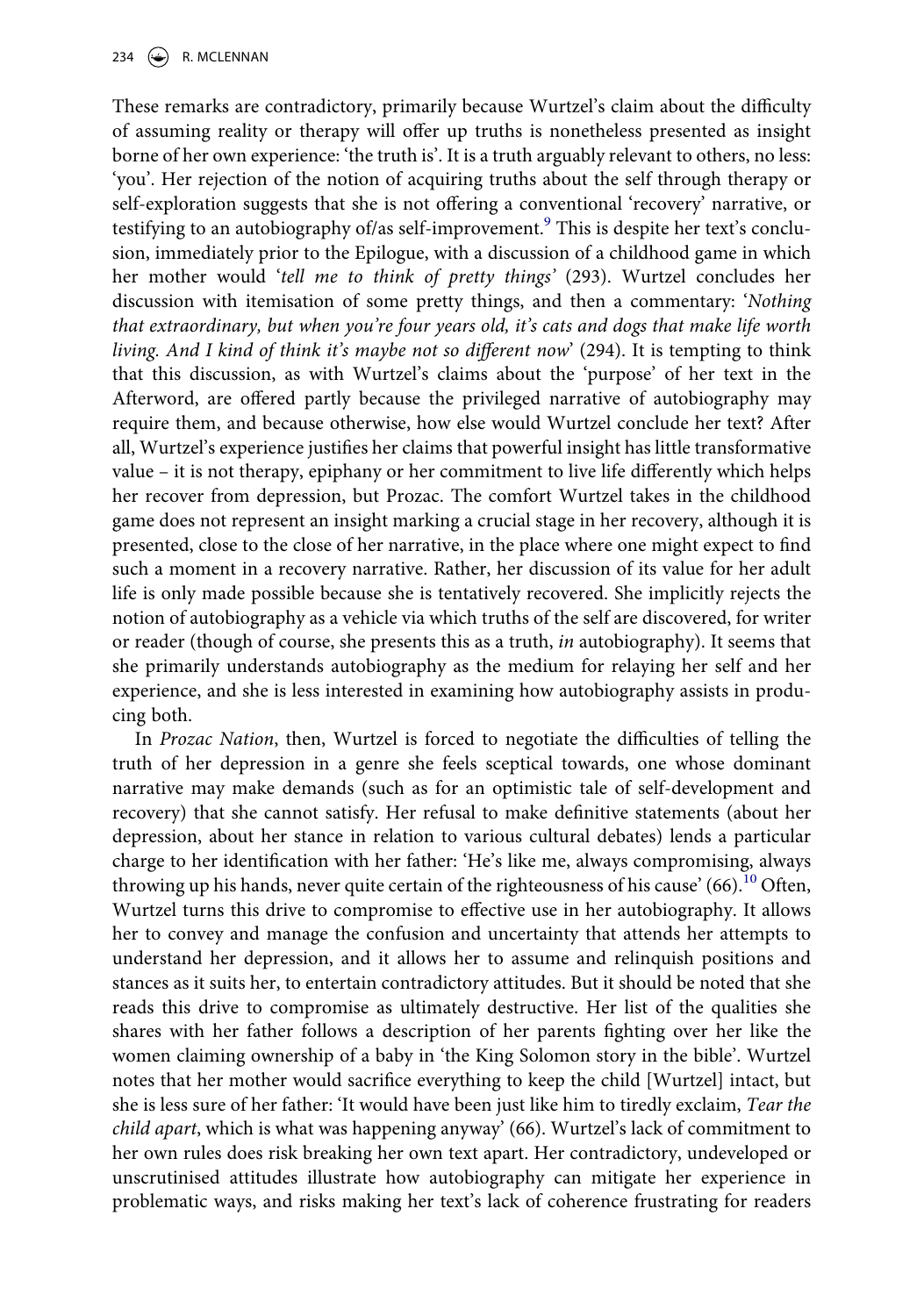These remarks are contradictory, primarily because Wurtzel's claim about the difficulty of assuming reality or therapy will offer up truths is nonetheless presented as insight borne of her own experience: 'the truth is'. It is a truth arguably relevant to others, no less: 'you'. Her rejection of the notion of acquiring truths about the self through therapy or self-exploration suggests that she is not offering a conventional 'recovery' narrative, or testifying to an autobiography of/as self-improvement.[9] This is despite her text's conclusion, immediately prior to the Epilogue, with a discussion of a childhood game in which her mother would '*tell me to think of pretty things*' (293). Wurtzel concludes her discussion with itemisation of some pretty things, and then a commentary: '*Nothing that extraordinary, but when you're four years old, it's cats and dogs that make life worth living. And I kind of think it's maybe not so different now*' (294). It is tempting to think that this discussion, as with Wurtzel's claims about the 'purpose' of her text in the Afterword, are offered partly because the privileged narrative of autobiography may require them, and because otherwise, how else would Wurtzel conclude her text? After all, Wurtzel's experience justifies her claims that powerful insight has little transformative value – it is not therapy, epiphany or her commitment to live life differently which helps her recover from depression, but Prozac. The comfort Wurtzel takes in the childhood game does not represent an insight marking a crucial stage in her recovery, although it is presented, close to the close of her narrative, in the place where one might expect to find such a moment in a recovery narrative. Rather, her discussion of its value for her adult life is only made possible because she is tentatively recovered. She implicitly rejects the notion of autobiography as a vehicle via which truths of the self are discovered, for writer or reader (though of course, she presents this as a truth, *in* autobiography). It seems that she primarily understands autobiography as the medium for relaying her self and her experience, and she is less interested in examining how autobiography assists in producing both.

In *Prozac Nation*, then, Wurtzel is forced to negotiate the difficulties of telling the truth of her depression in a genre she feels sceptical towards, one whose dominant narrative may make demands (such as for an optimistic tale of self-development and recovery) that she cannot satisfy. Her refusal to make definitive statements (about her depression, about her stance in relation to various cultural debates) lends a particular charge to her identification with her father: 'He's like me, always compromising, always throwing up his hands, never quite certain of the righteousness of his cause' (66).[10] Often, Wurtzel turns this drive to compromise to effective use in her autobiography. It allows her to convey and manage the confusion and uncertainty that attends her attempts to understand her depression, and it allows her to assume and relinquish positions and stances as it suits her, to entertain contradictory attitudes. But it should be noted that she reads this drive to compromise as ultimately destructive. Her list of the qualities she shares with her father follows a description of her parents fighting over her like the women claiming ownership of a baby in 'the King Solomon story in the bible'. Wurtzel notes that her mother would sacrifice everything to keep the child [Wurtzel] intact, but she is less sure of her father: 'It would have been just like him to tiredly exclaim, *Tear the child apart*, which is what was happening anyway' (66). Wurtzel's lack of commitment to her own rules does risk breaking her own text apart. Her contradictory, undeveloped or unscrutinised attitudes illustrate how autobiography can mitigate her experience in problematic ways, and risks making her text's lack of coherence frustrating for readers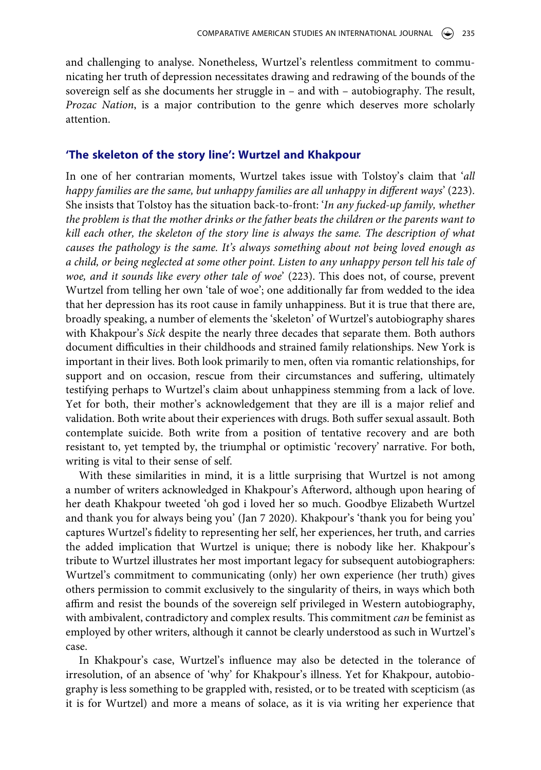and challenging to analyse. Nonetheless, Wurtzel's relentless commitment to communicating her truth of depression necessitates drawing and redrawing of the bounds of the sovereign self as she documents her struggle in – and with – autobiography. The result, *Prozac Nation*, is a major contribution to the genre which deserves more scholarly attention.

## 'The skeleton of the story line': Wurtzel and Khakpour

In one of her contrarian moments, Wurtzel takes issue with Tolstoy's claim that '*all happy families are the same, but unhappy families are all unhappy in different ways*' (223). She insists that Tolstoy has the situation back-to-front: '*In any fucked-up family, whether the problem is that the mother drinks or the father beats the children or the parents want to kill each other, the skeleton of the story line is always the same. The description of what causes the pathology is the same. It's always something about not being loved enough as a child, or being neglected at some other point. Listen to any unhappy person tell his tale of woe, and it sounds like every other tale of woe*' (223). This does not, of course, prevent Wurtzel from telling her own 'tale of woe'; one additionally far from wedded to the idea that her depression has its root cause in family unhappiness. But it is true that there are, broadly speaking, a number of elements the 'skeleton' of Wurtzel's autobiography shares with Khakpour's *Sick* despite the nearly three decades that separate them. Both authors document difficulties in their childhoods and strained family relationships. New York is important in their lives. Both look primarily to men, often via romantic relationships, for support and on occasion, rescue from their circumstances and suffering, ultimately testifying perhaps to Wurtzel's claim about unhappiness stemming from a lack of love. Yet for both, their mother's acknowledgement that they are ill is a major relief and validation. Both write about their experiences with drugs. Both suffer sexual assault. Both contemplate suicide. Both write from a position of tentative recovery and are both resistant to, yet tempted by, the triumphal or optimistic 'recovery' narrative. For both, writing is vital to their sense of self.

With these similarities in mind, it is a little surprising that Wurtzel is not among a number of writers acknowledged in Khakpour's Afterword, although upon hearing of her death Khakpour tweeted 'oh god i loved her so much. Goodbye Elizabeth Wurtzel and thank you for always being you' (Jan 7 2020). Khakpour's 'thank you for being you' captures Wurtzel's fidelity to representing her self, her experiences, her truth, and carries the added implication that Wurtzel is unique; there is nobody like her. Khakpour's tribute to Wurtzel illustrates her most important legacy for subsequent autobiographers: Wurtzel's commitment to communicating (only) her own experience (her truth) gives others permission to commit exclusively to the singularity of theirs, in ways which both affirm and resist the bounds of the sovereign self privileged in Western autobiography, with ambivalent, contradictory and complex results. This commitment *can* be feminist as employed by other writers, although it cannot be clearly understood as such in Wurtzel's case.

In Khakpour's case, Wurtzel's influence may also be detected in the tolerance of irresolution, of an absence of 'why' for Khakpour's illness. Yet for Khakpour, autobiography is less something to be grappled with, resisted, or to be treated with scepticism (as it is for Wurtzel) and more a means of solace, as it is via writing her experience that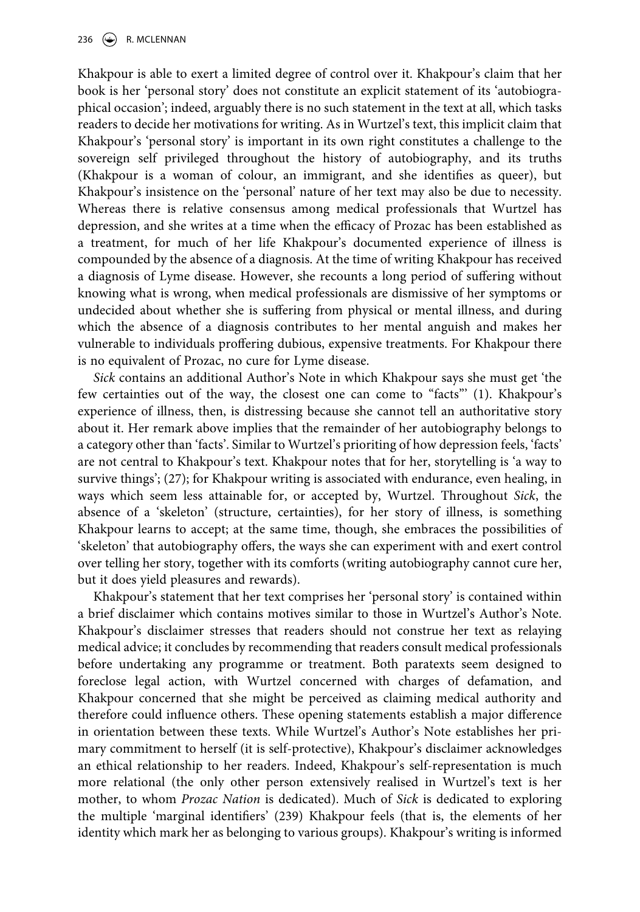Khakpour is able to exert a limited degree of control over it. Khakpour's claim that her book is her 'personal story' does not constitute an explicit statement of its 'autobiographical occasion'; indeed, arguably there is no such statement in the text at all, which tasks readers to decide her motivations for writing. As in Wurtzel's text, this implicit claim that Khakpour's 'personal story' is important in its own right constitutes a challenge to the sovereign self privileged throughout the history of autobiography, and its truths (Khakpour is a woman of colour, an immigrant, and she identifies as queer), but Khakpour's insistence on the 'personal' nature of her text may also be due to necessity. Whereas there is relative consensus among medical professionals that Wurtzel has depression, and she writes at a time when the efficacy of Prozac has been established as a treatment, for much of her life Khakpour's documented experience of illness is compounded by the absence of a diagnosis. At the time of writing Khakpour has received a diagnosis of Lyme disease. However, she recounts a long period of suffering without knowing what is wrong, when medical professionals are dismissive of her symptoms or undecided about whether she is suffering from physical or mental illness, and during which the absence of a diagnosis contributes to her mental anguish and makes her vulnerable to individuals proffering dubious, expensive treatments. For Khakpour there is no equivalent of Prozac, no cure for Lyme disease.

*Sick* contains an additional Author's Note in which Khakpour says she must get 'the few certainties out of the way, the closest one can come to "facts"' (1). Khakpour's experience of illness, then, is distressing because she cannot tell an authoritative story about it. Her remark above implies that the remainder of her autobiography belongs to a category other than 'facts'. Similar to Wurtzel's prioriting of how depression feels, 'facts' are not central to Khakpour's text. Khakpour notes that for her, storytelling is 'a way to survive things'; (27); for Khakpour writing is associated with endurance, even healing, in ways which seem less attainable for, or accepted by, Wurtzel. Throughout *Sick*, the absence of a 'skeleton' (structure, certainties), for her story of illness, is something Khakpour learns to accept; at the same time, though, she embraces the possibilities of 'skeleton' that autobiography offers, the ways she can experiment with and exert control over telling her story, together with its comforts (writing autobiography cannot cure her, but it does yield pleasures and rewards).

Khakpour's statement that her text comprises her 'personal story' is contained within a brief disclaimer which contains motives similar to those in Wurtzel's Author's Note. Khakpour's disclaimer stresses that readers should not construe her text as relaying medical advice; it concludes by recommending that readers consult medical professionals before undertaking any programme or treatment. Both paratexts seem designed to foreclose legal action, with Wurtzel concerned with charges of defamation, and Khakpour concerned that she might be perceived as claiming medical authority and therefore could influence others. These opening statements establish a major difference in orientation between these texts. While Wurtzel's Author's Note establishes her primary commitment to herself (it is self-protective), Khakpour's disclaimer acknowledges an ethical relationship to her readers. Indeed, Khakpour's self-representation is much more relational (the only other person extensively realised in Wurtzel's text is her mother, to whom *Prozac Nation* is dedicated). Much of *Sick* is dedicated to exploring the multiple 'marginal identifiers' (239) Khakpour feels (that is, the elements of her identity which mark her as belonging to various groups). Khakpour's writing is informed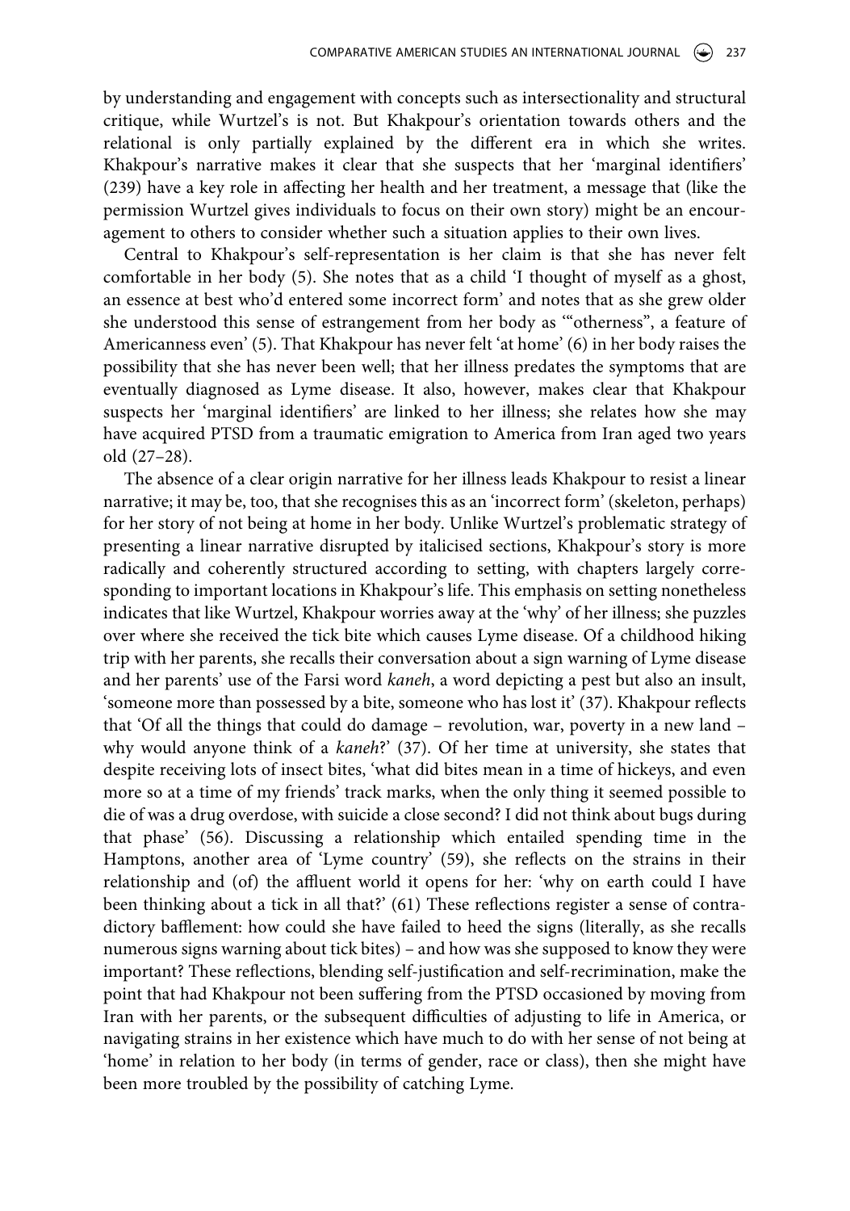by understanding and engagement with concepts such as intersectionality and structural critique, while Wurtzel's is not. But Khakpour's orientation towards others and the relational is only partially explained by the different era in which she writes. Khakpour's narrative makes it clear that she suspects that her 'marginal identifiers' (239) have a key role in affecting her health and her treatment, a message that (like the permission Wurtzel gives individuals to focus on their own story) might be an encouragement to others to consider whether such a situation applies to their own lives.

Central to Khakpour's self-representation is her claim is that she has never felt comfortable in her body (5). She notes that as a child 'I thought of myself as a ghost, an essence at best who'd entered some incorrect form' and notes that as she grew older she understood this sense of estrangement from her body as '"otherness", a feature of Americanness even' (5). That Khakpour has never felt 'at home' (6) in her body raises the possibility that she has never been well; that her illness predates the symptoms that are eventually diagnosed as Lyme disease. It also, however, makes clear that Khakpour suspects her 'marginal identifiers' are linked to her illness; she relates how she may have acquired PTSD from a traumatic emigration to America from Iran aged two years old (27–28).

The absence of a clear origin narrative for her illness leads Khakpour to resist a linear narrative; it may be, too, that she recognises this as an 'incorrect form' (skeleton, perhaps) for her story of not being at home in her body. Unlike Wurtzel's problematic strategy of presenting a linear narrative disrupted by italicised sections, Khakpour's story is more radically and coherently structured according to setting, with chapters largely corresponding to important locations in Khakpour's life. This emphasis on setting nonetheless indicates that like Wurtzel, Khakpour worries away at the 'why' of her illness; she puzzles over where she received the tick bite which causes Lyme disease. Of a childhood hiking trip with her parents, she recalls their conversation about a sign warning of Lyme disease and her parents' use of the Farsi word *kaneh*, a word depicting a pest but also an insult, 'someone more than possessed by a bite, someone who has lost it' (37). Khakpour reflects that 'Of all the things that could do damage – revolution, war, poverty in a new land – why would anyone think of a *kaneh*?' (37). Of her time at university, she states that despite receiving lots of insect bites, 'what did bites mean in a time of hickeys, and even more so at a time of my friends' track marks, when the only thing it seemed possible to die of was a drug overdose, with suicide a close second? I did not think about bugs during that phase' (56). Discussing a relationship which entailed spending time in the Hamptons, another area of 'Lyme country' (59), she reflects on the strains in their relationship and (of) the affluent world it opens for her: 'why on earth could I have been thinking about a tick in all that?' (61) These reflections register a sense of contradictory bafflement: how could she have failed to heed the signs (literally, as she recalls numerous signs warning about tick bites) – and how was she supposed to know they were important? These reflections, blending self-justification and self-recrimination, make the point that had Khakpour not been suffering from the PTSD occasioned by moving from Iran with her parents, or the subsequent difficulties of adjusting to life in America, or navigating strains in her existence which have much to do with her sense of not being at 'home' in relation to her body (in terms of gender, race or class), then she might have been more troubled by the possibility of catching Lyme.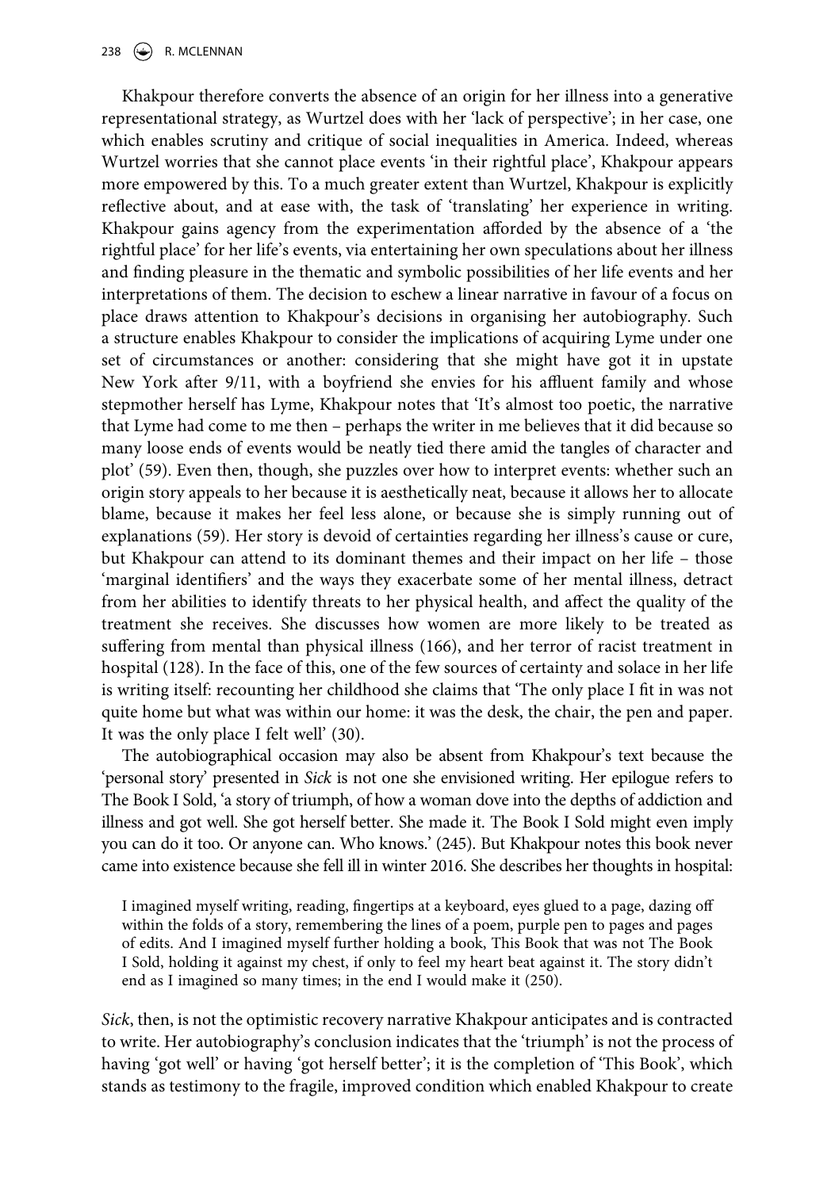Khakpour therefore converts the absence of an origin for her illness into a generative representational strategy, as Wurtzel does with her 'lack of perspective'; in her case, one which enables scrutiny and critique of social inequalities in America. Indeed, whereas Wurtzel worries that she cannot place events 'in their rightful place', Khakpour appears more empowered by this. To a much greater extent than Wurtzel, Khakpour is explicitly reflective about, and at ease with, the task of 'translating' her experience in writing. Khakpour gains agency from the experimentation afforded by the absence of a 'the rightful place' for her life's events, via entertaining her own speculations about her illness and finding pleasure in the thematic and symbolic possibilities of her life events and her interpretations of them. The decision to eschew a linear narrative in favour of a focus on place draws attention to Khakpour's decisions in organising her autobiography. Such a structure enables Khakpour to consider the implications of acquiring Lyme under one set of circumstances or another: considering that she might have got it in upstate New York after 9/11, with a boyfriend she envies for his affluent family and whose stepmother herself has Lyme, Khakpour notes that 'It's almost too poetic, the narrative that Lyme had come to me then – perhaps the writer in me believes that it did because so many loose ends of events would be neatly tied there amid the tangles of character and plot' (59). Even then, though, she puzzles over how to interpret events: whether such an origin story appeals to her because it is aesthetically neat, because it allows her to allocate blame, because it makes her feel less alone, or because she is simply running out of explanations (59). Her story is devoid of certainties regarding her illness's cause or cure, but Khakpour can attend to its dominant themes and their impact on her life – those 'marginal identifiers' and the ways they exacerbate some of her mental illness, detract from her abilities to identify threats to her physical health, and affect the quality of the treatment she receives. She discusses how women are more likely to be treated as suffering from mental than physical illness (166), and her terror of racist treatment in hospital (128). In the face of this, one of the few sources of certainty and solace in her life is writing itself: recounting her childhood she claims that 'The only place I fit in was not quite home but what was within our home: it was the desk, the chair, the pen and paper. It was the only place I felt well' (30).

The autobiographical occasion may also be absent from Khakpour's text because the 'personal story' presented in *Sick* is not one she envisioned writing. Her epilogue refers to The Book I Sold, 'a story of triumph, of how a woman dove into the depths of addiction and illness and got well. She got herself better. She made it. The Book I Sold might even imply you can do it too. Or anyone can. Who knows.' (245). But Khakpour notes this book never came into existence because she fell ill in winter 2016. She describes her thoughts in hospital:

> I imagined myself writing, reading, fingertips at a keyboard, eyes glued to a page, dazing off within the folds of a story, remembering the lines of a poem, purple pen to pages and pages of edits. And I imagined myself further holding a book, This Book that was not The Book I Sold, holding it against my chest, if only to feel my heart beat against it. The story didn't end as I imagined so many times; in the end I would make it (250).

*Sick*, then, is not the optimistic recovery narrative Khakpour anticipates and is contracted to write. Her autobiography's conclusion indicates that the 'triumph' is not the process of having 'got well' or having 'got herself better'; it is the completion of 'This Book', which stands as testimony to the fragile, improved condition which enabled Khakpour to create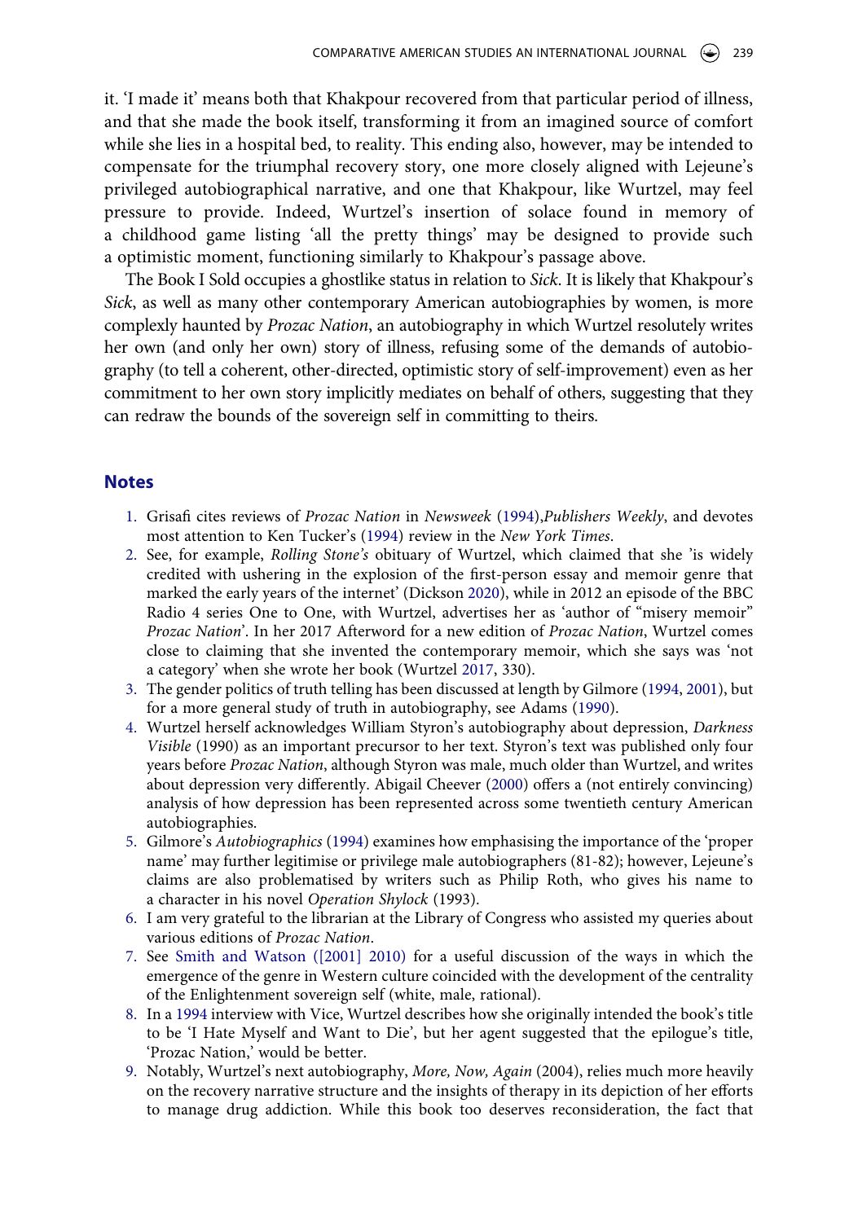it. 'I made it' means both that Khakpour recovered from that particular period of illness, and that she made the book itself, transforming it from an imagined source of comfort while she lies in a hospital bed, to reality. This ending also, however, may be intended to compensate for the triumphal recovery story, one more closely aligned with Lejeune's privileged autobiographical narrative, and one that Khakpour, like Wurtzel, may feel pressure to provide. Indeed, Wurtzel's insertion of solace found in memory of a childhood game listing 'all the pretty things' may be designed to provide such a optimistic moment, functioning similarly to Khakpour's passage above.

The Book I Sold occupies a ghostlike status in relation to *Sick*. It is likely that Khakpour's *Sick*, as well as many other contemporary American autobiographies by women, is more complexly haunted by *Prozac Nation*, an autobiography in which Wurtzel resolutely writes her own (and only her own) story of illness, refusing some of the demands of autobiography (to tell a coherent, other-directed, optimistic story of self-improvement) even as her commitment to her own story implicitly mediates on behalf of others, suggesting that they can redraw the bounds of the sovereign self in committing to theirs.

## Notes

1. Grisafi cites reviews of *Prozac Nation* in *Newsweek* (1994),*Publishers Weekly*, and devotes most attention to Ken Tucker's (1994) review in the *New York Times*.
2. See, for example, *Rolling Stone's* obituary of Wurtzel, which claimed that she 'is widely credited with ushering in the explosion of the first-person essay and memoir genre that marked the early years of the internet' (Dickson 2020), while in 2012 an episode of the BBC Radio 4 series One to One, with Wurtzel, advertises her as 'author of "misery memoir" *Prozac Nation*'. In her 2017 Afterword for a new edition of *Prozac Nation*, Wurtzel comes close to claiming that she invented the contemporary memoir, which she says was 'not a category' when she wrote her book (Wurtzel 2017, 330).
3. The gender politics of truth telling has been discussed at length by Gilmore (1994, 2001), but for a more general study of truth in autobiography, see Adams (1990).
4. Wurtzel herself acknowledges William Styron's autobiography about depression, *Darkness Visible* (1990) as an important precursor to her text. Styron's text was published only four years before *Prozac Nation*, although Styron was male, much older than Wurtzel, and writes about depression very differently. Abigail Cheever (2000) offers a (not entirely convincing) analysis of how depression has been represented across some twentieth century American autobiographies.
5. Gilmore's *Autobiographics* (1994) examines how emphasising the importance of the 'proper name' may further legitimise or privilege male autobiographers (81-82); however, Lejeune's claims are also problematised by writers such as Philip Roth, who gives his name to a character in his novel *Operation Shylock* (1993).
6. I am very grateful to the librarian at the Library of Congress who assisted my queries about various editions of *Prozac Nation*.
7. See Smith and Watson ([2001] 2010) for a useful discussion of the ways in which the emergence of the genre in Western culture coincided with the development of the centrality of the Enlightenment sovereign self (white, male, rational).
8. In a 1994 interview with Vice, Wurtzel describes how she originally intended the book's title to be 'I Hate Myself and Want to Die', but her agent suggested that the epilogue's title, 'Prozac Nation,' would be better.
9. Notably, Wurtzel's next autobiography, *More, Now, Again* (2004), relies much more heavily on the recovery narrative structure and the insights of therapy in its depiction of her efforts to manage drug addiction. While this book too deserves reconsideration, the fact that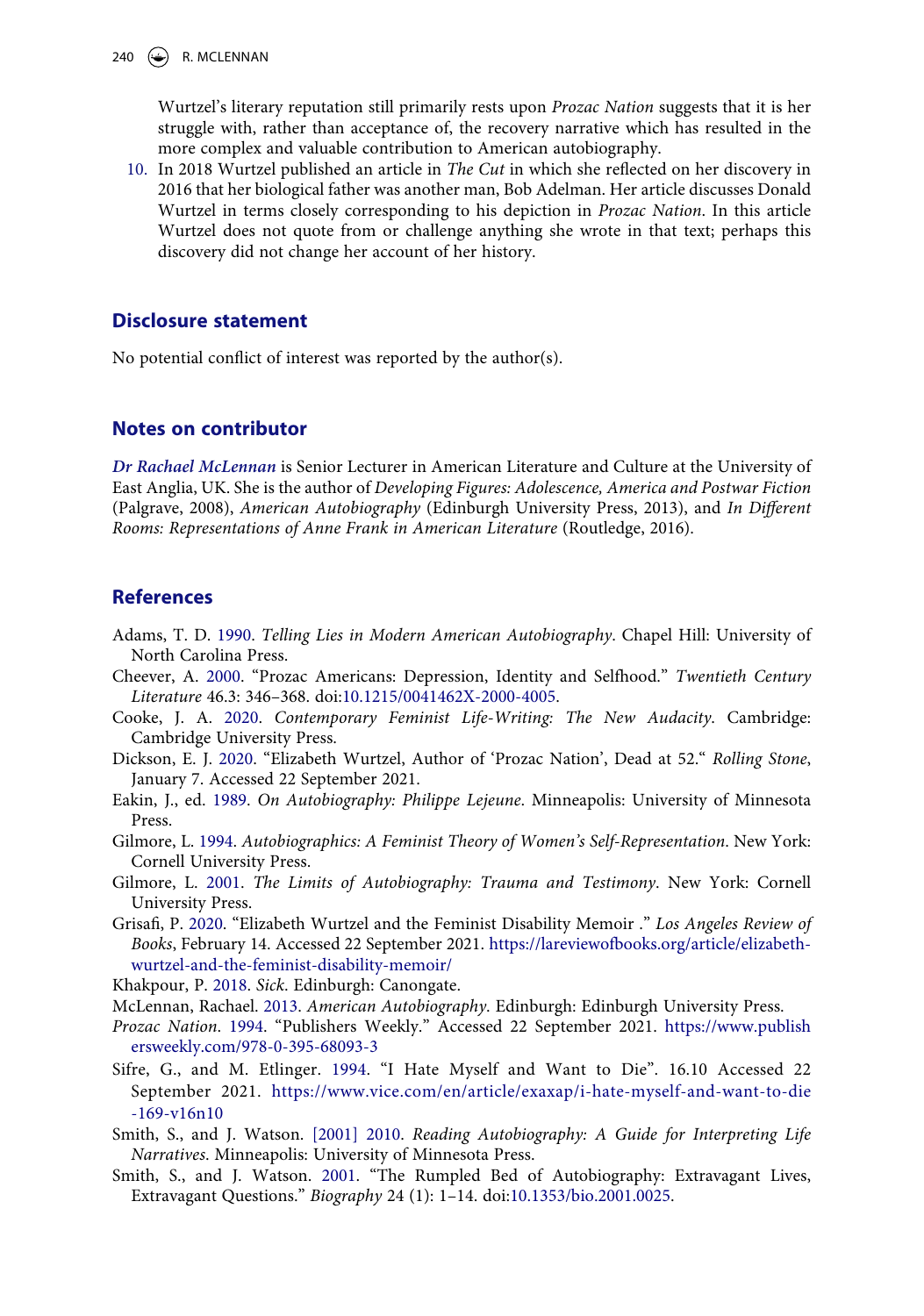Wurtzel's literary reputation still primarily rests upon *Prozac Nation* suggests that it is her struggle with, rather than acceptance of, the recovery narrative which has resulted in the more complex and valuable contribution to American autobiography.

10. In 2018 Wurtzel published an article in *The Cut* in which she reflected on her discovery in 2016 that her biological father was another man, Bob Adelman. Her article discusses Donald Wurtzel in terms closely corresponding to his depiction in *Prozac Nation*. In this article Wurtzel does not quote from or challenge anything she wrote in that text; perhaps this discovery did not change her account of her history.

## Disclosure statement

No potential conflict of interest was reported by the author(s).

## Notes on contributor

***Dr Rachael McLennan*** is Senior Lecturer in American Literature and Culture at the University of East Anglia, UK. She is the author of *Developing Figures: Adolescence, America and Postwar Fiction* (Palgrave, 2008), *American Autobiography* (Edinburgh University Press, 2013), and *In Different Rooms: Representations of Anne Frank in American Literature* (Routledge, 2016).

## References

Adams, T. D. 1990. *Telling Lies in Modern American Autobiography*. Chapel Hill: University of North Carolina Press.

Cheever, A. 2000. "Prozac Americans: Depression, Identity and Selfhood." *Twentieth Century Literature* 46.3: 346–368. doi:10.1215/0041462X-2000-4005.

Cooke, J. A. 2020. *Contemporary Feminist Life-Writing: The New Audacity*. Cambridge: Cambridge University Press.

Dickson, E. J. 2020. "Elizabeth Wurtzel, Author of 'Prozac Nation', Dead at 52." *Rolling Stone*, January 7. Accessed 22 September 2021.

Eakin, J., ed. 1989. *On Autobiography: Philippe Lejeune*. Minneapolis: University of Minnesota Press.

Gilmore, L. 1994. *Autobiographics: A Feminist Theory of Women's Self-Representation*. New York: Cornell University Press.

Gilmore, L. 2001. *The Limits of Autobiography: Trauma and Testimony*. New York: Cornell University Press.

Grisafi, P. 2020. "Elizabeth Wurtzel and the Feminist Disability Memoir ." *Los Angeles Review of Books*, February 14. Accessed 22 September 2021. https://lareviewofbooks.org/article/elizabeth-wurtzel-and-the-feminist-disability-memoir/

Khakpour, P. 2018. *Sick*. Edinburgh: Canongate.

McLennan, Rachael. 2013. *American Autobiography*. Edinburgh: Edinburgh University Press.

*Prozac Nation*. 1994. "Publishers Weekly." Accessed 22 September 2021. https://www.publishersweekly.com/978-0-395-68093-3

Sifre, G., and M. Etlinger. 1994. "I Hate Myself and Want to Die". 16.10 Accessed 22 September 2021. https://www.vice.com/en/article/exaxap/i-hate-myself-and-want-to-die-169-v16n10

Smith, S., and J. Watson. [2001] 2010. *Reading Autobiography: A Guide for Interpreting Life Narratives*. Minneapolis: University of Minnesota Press.

Smith, S., and J. Watson. 2001. "The Rumpled Bed of Autobiography: Extravagant Lives, Extravagant Questions." *Biography* 24 (1): 1–14. doi:10.1353/bio.2001.0025.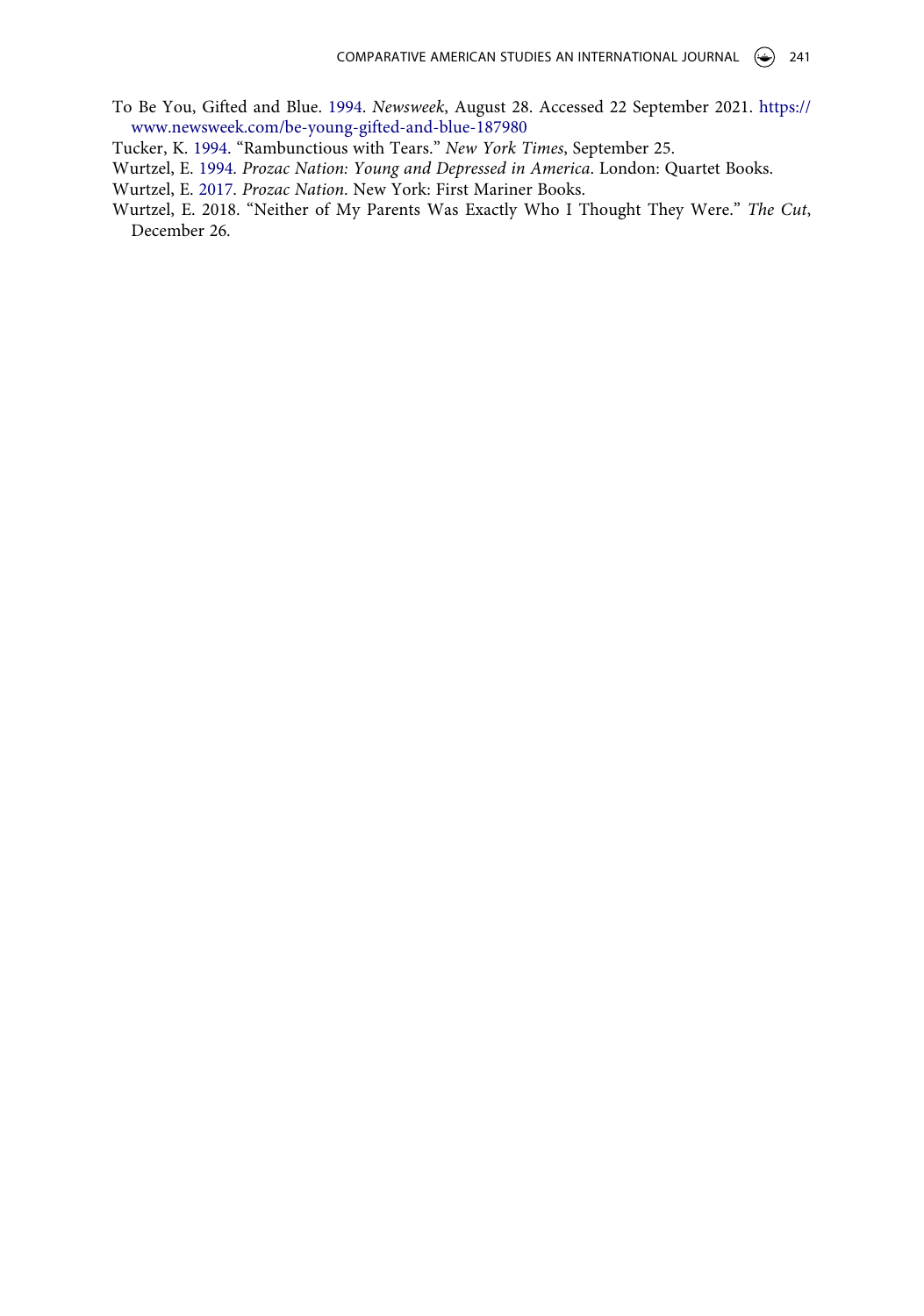To Be You, Gifted and Blue. 1994. *Newsweek*, August 28. Accessed 22 September 2021. https://www.newsweek.com/be-young-gifted-and-blue-187980

Tucker, K. 1994. "Rambunctious with Tears." *New York Times*, September 25.

Wurtzel, E. 1994. *Prozac Nation: Young and Depressed in America*. London: Quartet Books.

Wurtzel, E. 2017. *Prozac Nation*. New York: First Mariner Books.

Wurtzel, E. 2018. "Neither of My Parents Was Exactly Who I Thought They Were." *The Cut*, December 26.